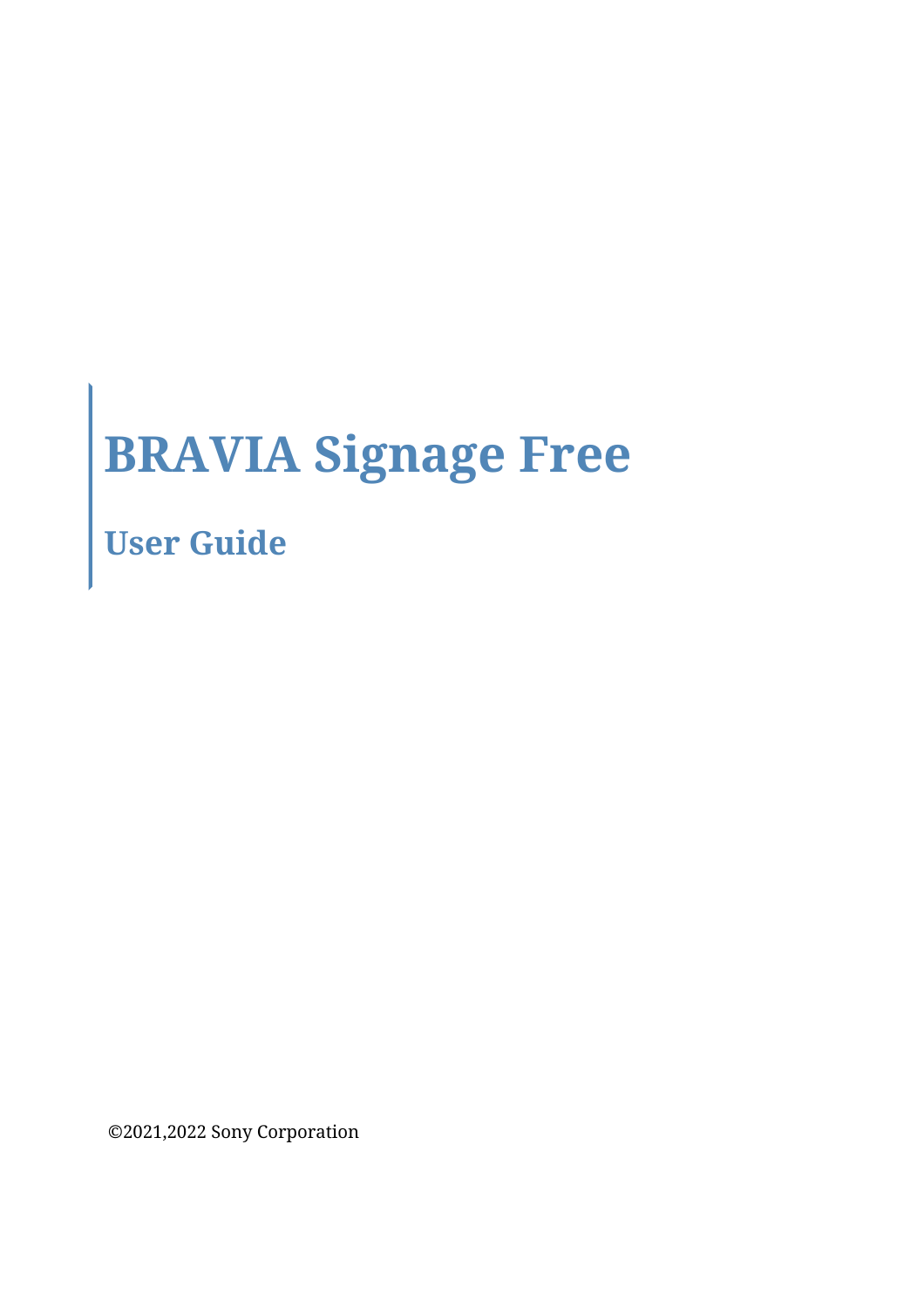# BRAVIA Signage Free

## User Guide

©2021,2022 Sony Corporation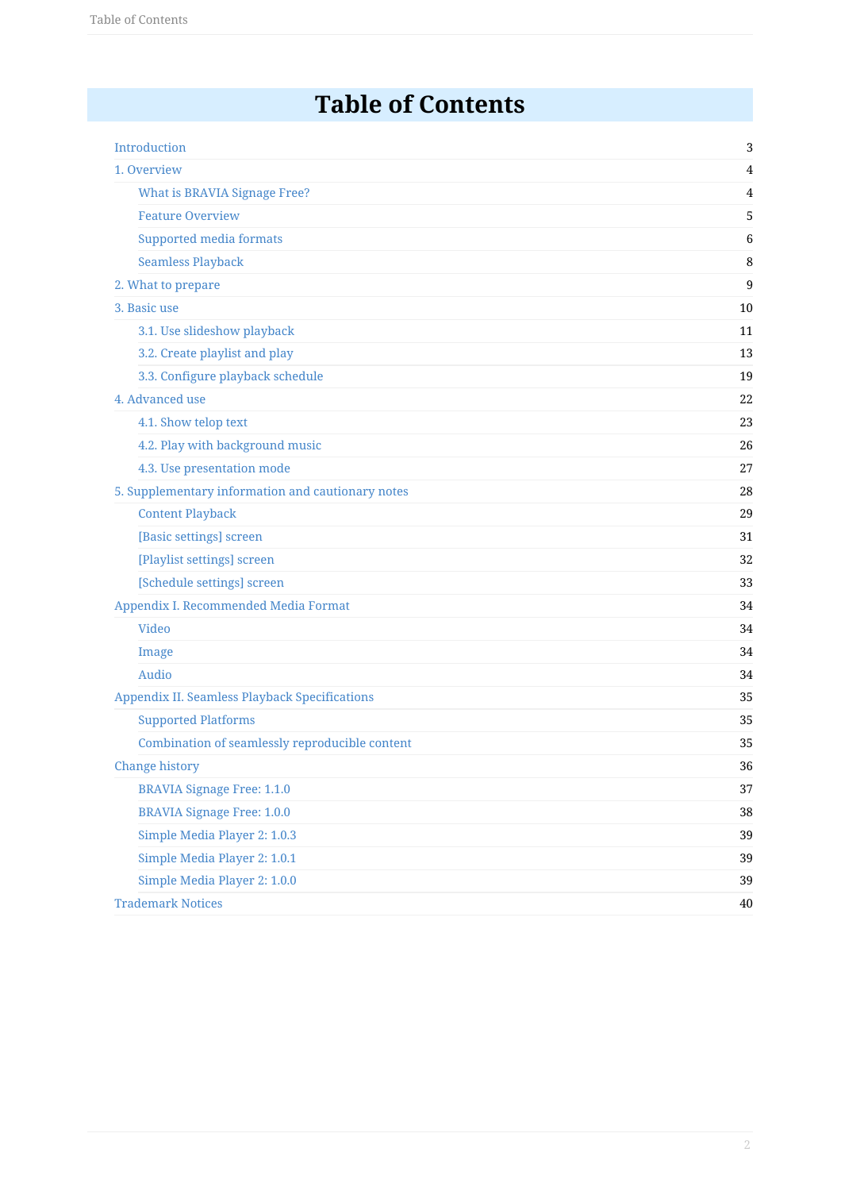# Table of Contents

| | |
|---|---|
| Introduction | 3 |
| 1. Overview | 4 |
| What is BRAVIA Signage Free? | 4 |
| Feature Overview | 5 |
| Supported media formats | 6 |
| Seamless Playback | 8 |
| 2. What to prepare | 9 |
| 3. Basic use | 10 |
| 3.1. Use slideshow playback | 11 |
| 3.2. Create playlist and play | 13 |
| 3.3. Configure playback schedule | 19 |
| 4. Advanced use | 22 |
| 4.1. Show telop text | 23 |
| 4.2. Play with background music | 26 |
| 4.3. Use presentation mode | 27 |
| 5. Supplementary information and cautionary notes | 28 |
| Content Playback | 29 |
| [Basic settings] screen | 31 |
| [Playlist settings] screen | 32 |
| [Schedule settings] screen | 33 |
| Appendix I. Recommended Media Format | 34 |
| Video | 34 |
| Image | 34 |
| Audio | 34 |
| Appendix II. Seamless Playback Specifications | 35 |
| Supported Platforms | 35 |
| Combination of seamlessly reproducible content | 35 |
| Change history | 36 |
| BRAVIA Signage Free: 1.1.0 | 37 |
| BRAVIA Signage Free: 1.0.0 | 38 |
| Simple Media Player 2: 1.0.3 | 39 |
| Simple Media Player 2: 1.0.1 | 39 |
| Simple Media Player 2: 1.0.0 | 39 |
| Trademark Notices | 40 |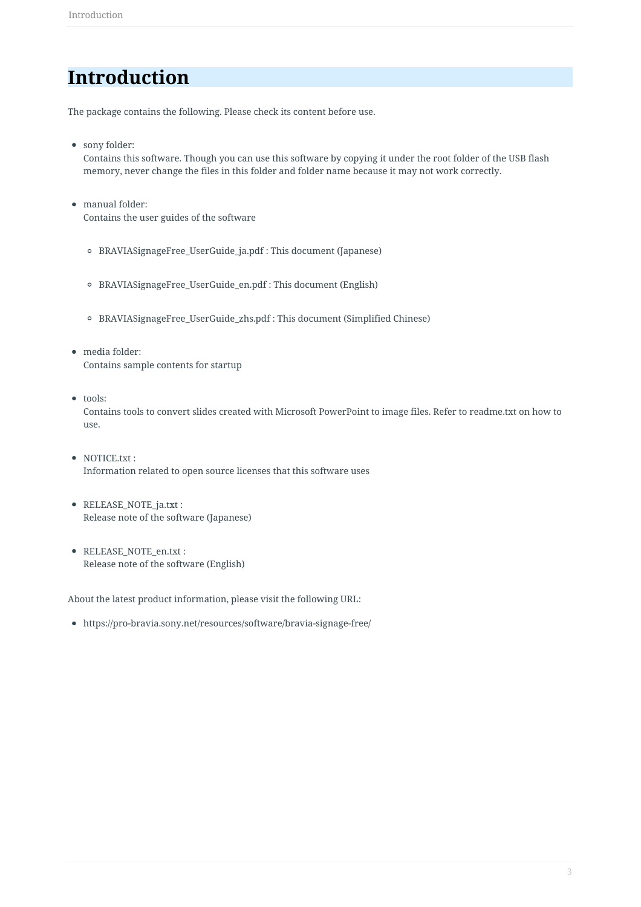# Introduction

The package contains the following. Please check its content before use.

- sony folder:
  Contains this software. Though you can use this software by copying it under the root folder of the USB flash memory, never change the files in this folder and folder name because it may not work correctly.

- manual folder:
  Contains the user guides of the software

  - BRAVIASignageFree_UserGuide_ja.pdf : This document (Japanese)

  - BRAVIASignageFree_UserGuide_en.pdf : This document (English)

  - BRAVIASignageFree_UserGuide_zhs.pdf : This document (Simplified Chinese)

- media folder:
  Contains sample contents for startup

- tools:
  Contains tools to convert slides created with Microsoft PowerPoint to image files. Refer to readme.txt on how to use.

- NOTICE.txt :
  Information related to open source licenses that this software uses

- RELEASE_NOTE_ja.txt :
  Release note of the software (Japanese)

- RELEASE_NOTE_en.txt :
  Release note of the software (English)

About the latest product information, please visit the following URL:

- https://pro-bravia.sony.net/resources/software/bravia-signage-free/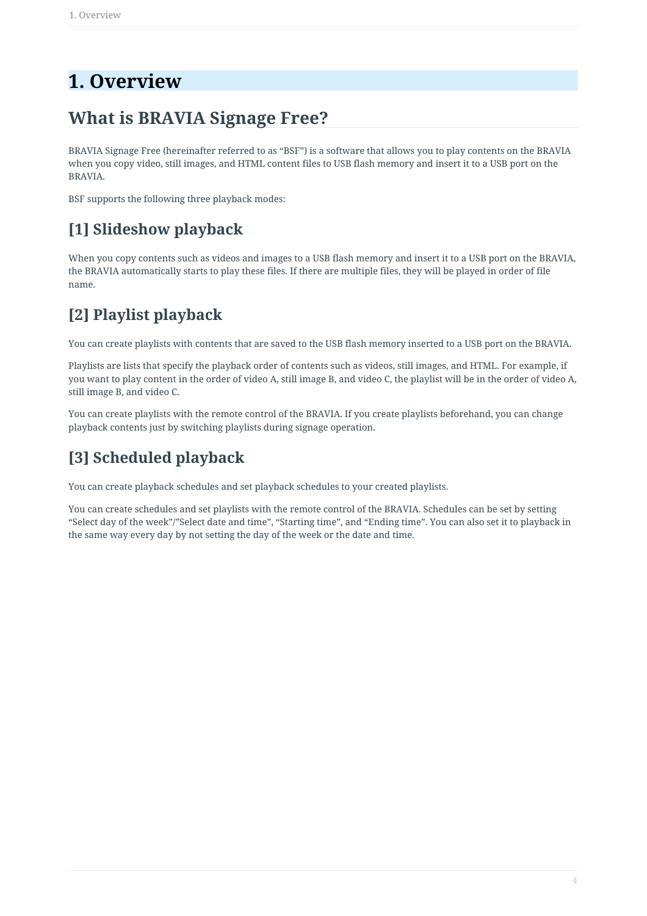# 1. Overview

## What is BRAVIA Signage Free?

BRAVIA Signage Free (hereinafter referred to as “BSF”) is a software that allows you to play contents on the BRAVIA when you copy video, still images, and HTML content files to USB flash memory and insert it to a USB port on the BRAVIA.

BSF supports the following three playback modes:

### [1] Slideshow playback

When you copy contents such as videos and images to a USB flash memory and insert it to a USB port on the BRAVIA, the BRAVIA automatically starts to play these files. If there are multiple files, they will be played in order of file name.

### [2] Playlist playback

You can create playlists with contents that are saved to the USB flash memory inserted to a USB port on the BRAVIA.

Playlists are lists that specify the playback order of contents such as videos, still images, and HTML. For example, if you want to play content in the order of video A, still image B, and video C, the playlist will be in the order of video A, still image B, and video C.

You can create playlists with the remote control of the BRAVIA. If you create playlists beforehand, you can change playback contents just by switching playlists during signage operation.

### [3] Scheduled playback

You can create playback schedules and set playback schedules to your created playlists.

You can create schedules and set playlists with the remote control of the BRAVIA. Schedules can be set by setting “Select day of the week”/”Select date and time”, “Starting time”, and “Ending time”. You can also set it to playback in the same way every day by not setting the day of the week or the date and time.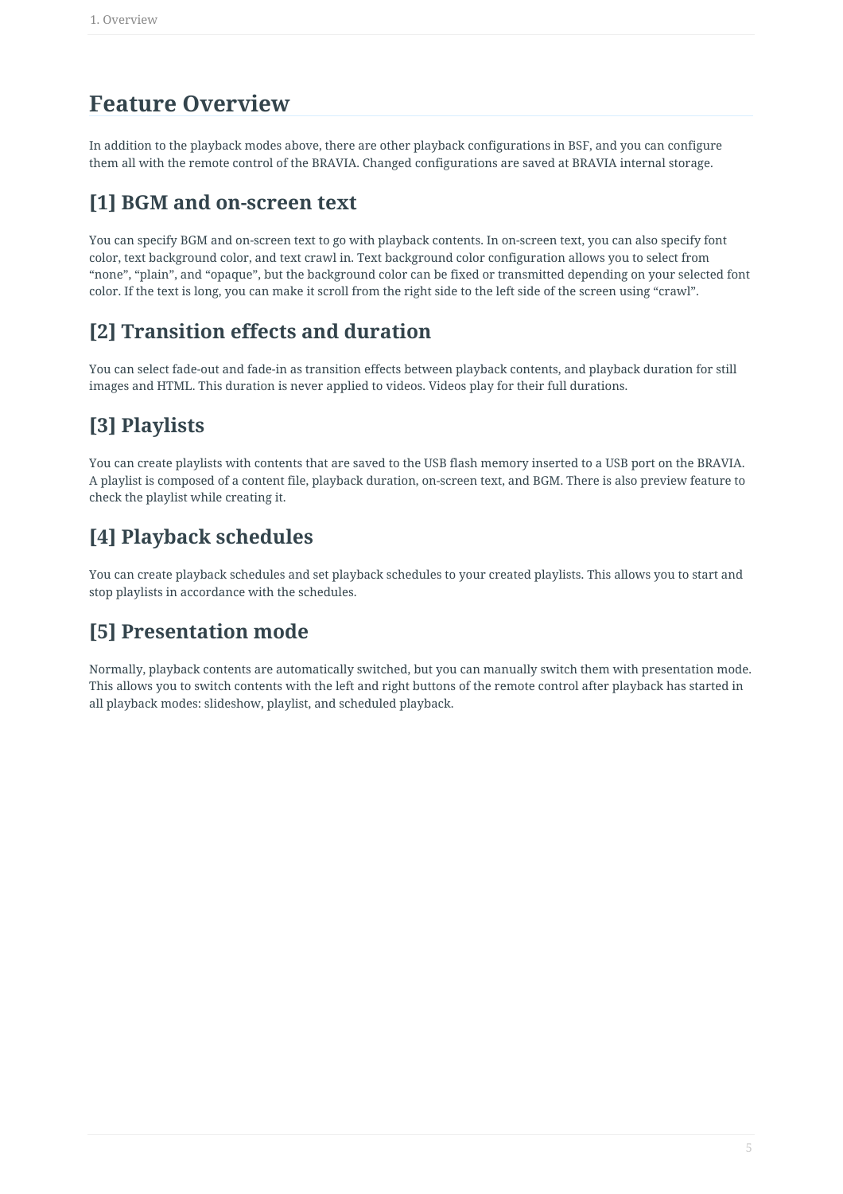# Feature Overview

In addition to the playback modes above, there are other playback configurations in BSF, and you can configure them all with the remote control of the BRAVIA. Changed configurations are saved at BRAVIA internal storage.

## [1] BGM and on-screen text

You can specify BGM and on-screen text to go with playback contents. In on-screen text, you can also specify font color, text background color, and text crawl in. Text background color configuration allows you to select from "none", "plain", and "opaque", but the background color can be fixed or transmitted depending on your selected font color. If the text is long, you can make it scroll from the right side to the left side of the screen using "crawl".

## [2] Transition effects and duration

You can select fade-out and fade-in as transition effects between playback contents, and playback duration for still images and HTML. This duration is never applied to videos. Videos play for their full durations.

## [3] Playlists

You can create playlists with contents that are saved to the USB flash memory inserted to a USB port on the BRAVIA. A playlist is composed of a content file, playback duration, on-screen text, and BGM. There is also preview feature to check the playlist while creating it.

## [4] Playback schedules

You can create playback schedules and set playback schedules to your created playlists. This allows you to start and stop playlists in accordance with the schedules.

## [5] Presentation mode

Normally, playback contents are automatically switched, but you can manually switch them with presentation mode. This allows you to switch contents with the left and right buttons of the remote control after playback has started in all playback modes: slideshow, playlist, and scheduled playback.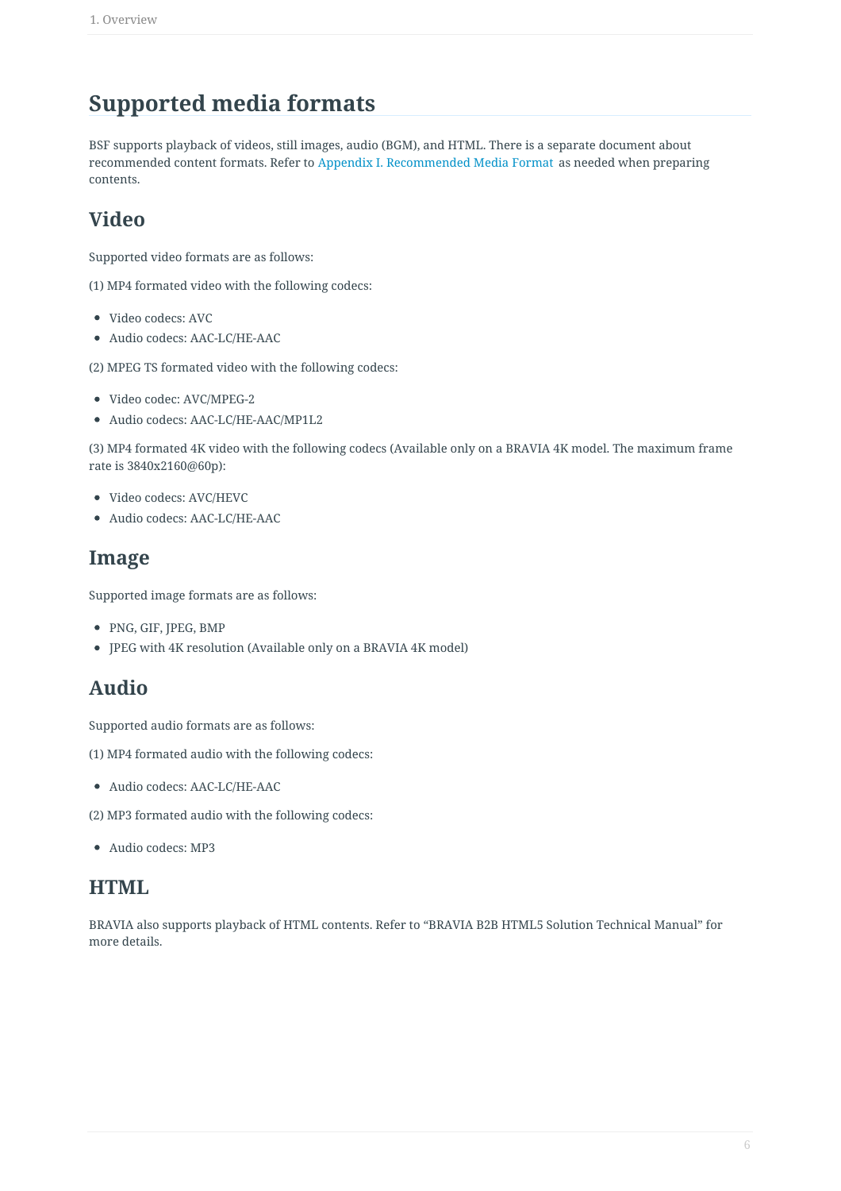# Supported media formats

BSF supports playback of videos, still images, audio (BGM), and HTML. There is a separate document about recommended content formats. Refer to Appendix I. Recommended Media Format as needed when preparing contents.

## Video

Supported video formats are as follows:

(1) MP4 formated video with the following codecs:

- Video codecs: AVC
- Audio codecs: AAC-LC/HE-AAC

(2) MPEG TS formated video with the following codecs:

- Video codec: AVC/MPEG-2
- Audio codecs: AAC-LC/HE-AAC/MP1L2

(3) MP4 formated 4K video with the following codecs (Available only on a BRAVIA 4K model. The maximum frame rate is 3840x2160@60p):

- Video codecs: AVC/HEVC
- Audio codecs: AAC-LC/HE-AAC

## Image

Supported image formats are as follows:

- PNG, GIF, JPEG, BMP
- JPEG with 4K resolution (Available only on a BRAVIA 4K model)

## Audio

Supported audio formats are as follows:

(1) MP4 formated audio with the following codecs:

- Audio codecs: AAC-LC/HE-AAC

(2) MP3 formated audio with the following codecs:

- Audio codecs: MP3

## HTML

BRAVIA also supports playback of HTML contents. Refer to “BRAVIA B2B HTML5 Solution Technical Manual” for more details.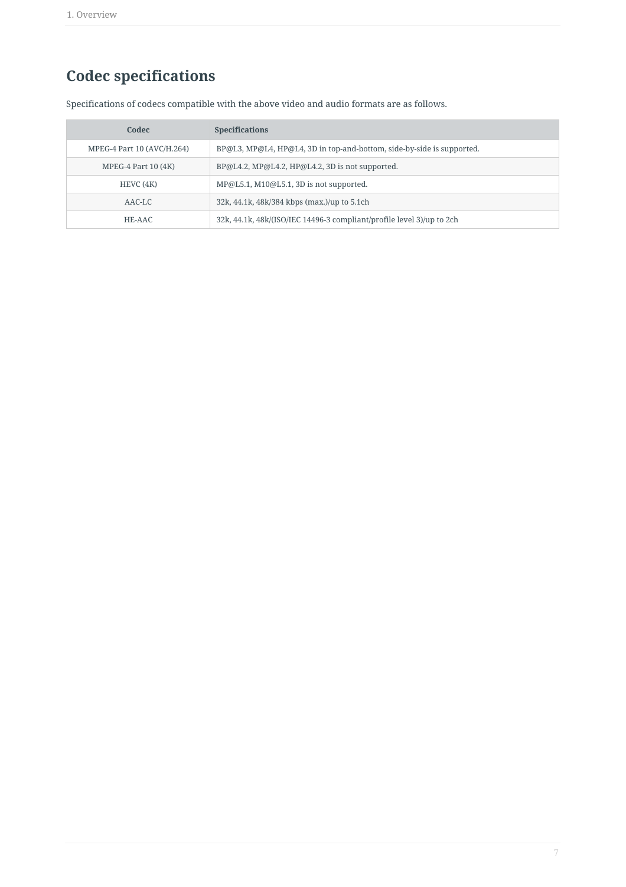## Codec specifications

Specifications of codecs compatible with the above video and audio formats are as follows.

| Codec | Specifications |
| --- | --- |
| MPEG-4 Part 10 (AVC/H.264) | BP@L3, MP@L4, HP@L4, 3D in top-and-bottom, side-by-side is supported. |
| MPEG-4 Part 10 (4K) | BP@L4.2, MP@L4.2, HP@L4.2, 3D is not supported. |
| HEVC (4K) | MP@L5.1, M10@L5.1, 3D is not supported. |
| AAC-LC | 32k, 44.1k, 48k/384 kbps (max.)/up to 5.1ch |
| HE-AAC | 32k, 44.1k, 48k/(ISO/IEC 14496-3 compliant/profile level 3)/up to 2ch |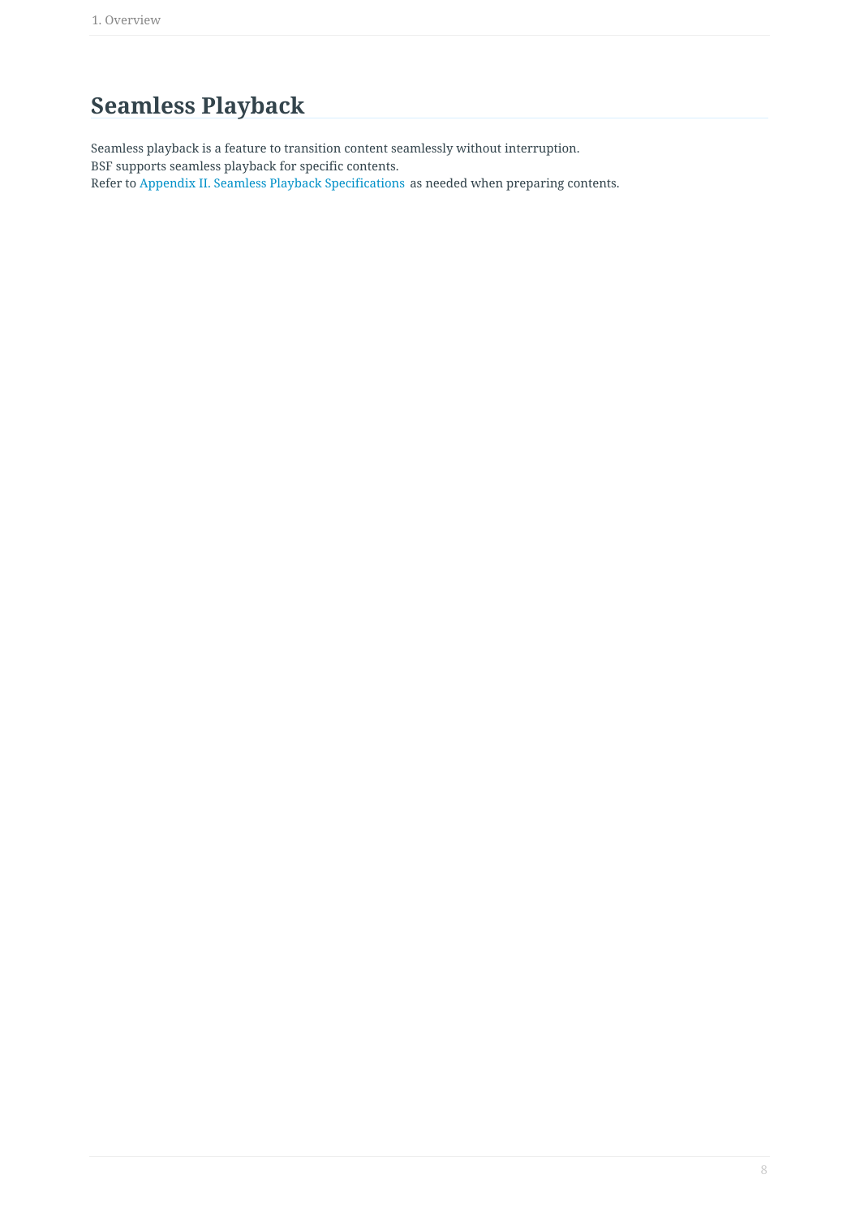# Seamless Playback

Seamless playback is a feature to transition content seamlessly without interruption.
BSF supports seamless playback for specific contents.
Refer to Appendix II. Seamless Playback Specifications as needed when preparing contents.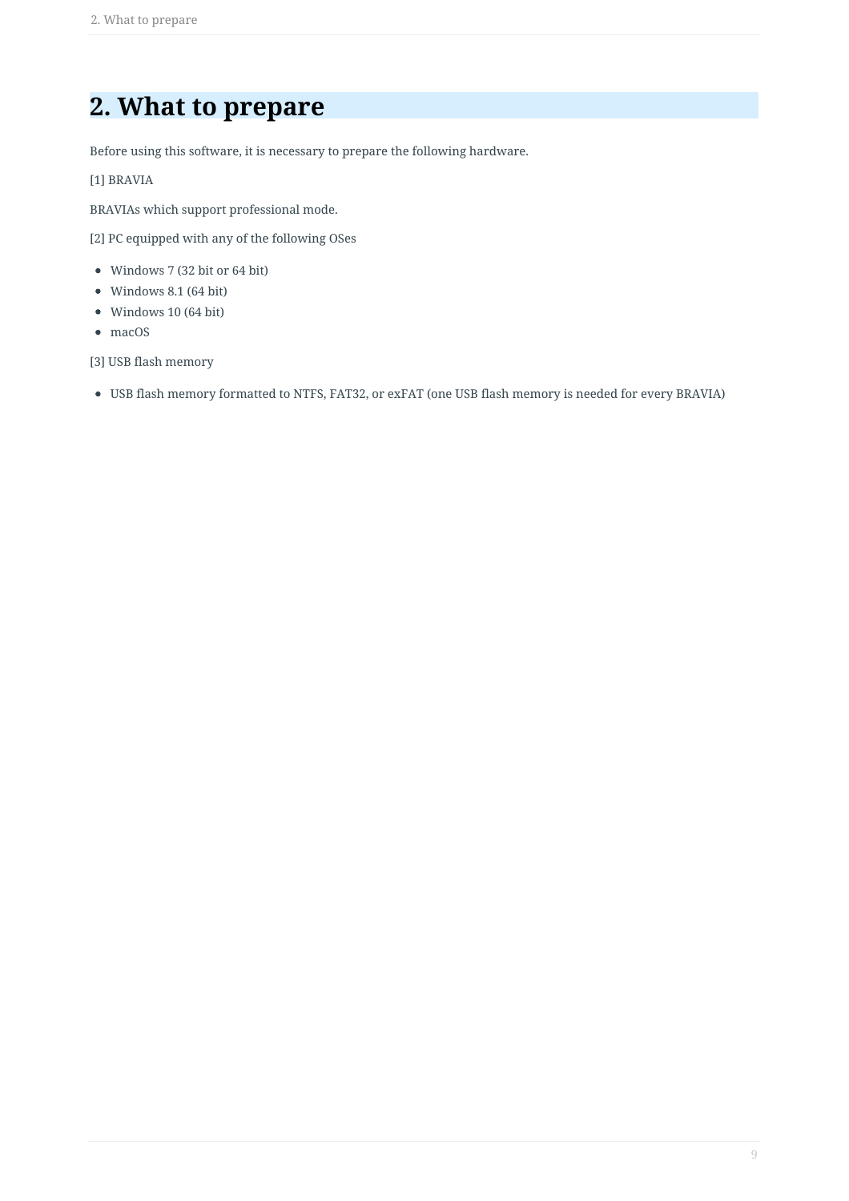# 2. What to prepare

Before using this software, it is necessary to prepare the following hardware.

[1] BRAVIA

BRAVIAs which support professional mode.

[2] PC equipped with any of the following OSes

- Windows 7 (32 bit or 64 bit)
- Windows 8.1 (64 bit)
- Windows 10 (64 bit)
- macOS

[3] USB flash memory

- USB flash memory formatted to NTFS, FAT32, or exFAT (one USB flash memory is needed for every BRAVIA)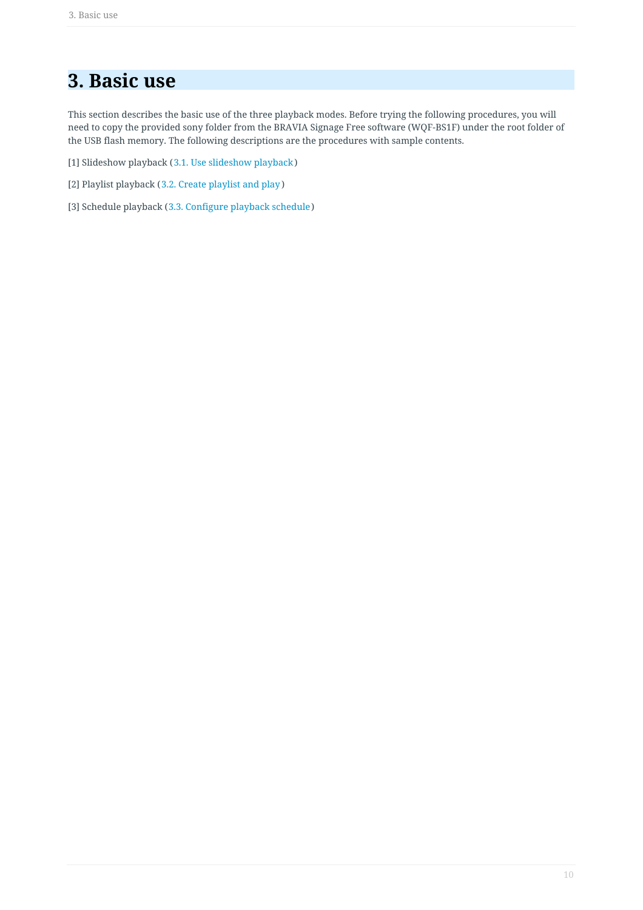# 3. Basic use

This section describes the basic use of the three playback modes. Before trying the following procedures, you will need to copy the provided sony folder from the BRAVIA Signage Free software (WQF-BS1F) under the root folder of the USB flash memory. The following descriptions are the procedures with sample contents.

[1] Slideshow playback (3.1. Use slideshow playback)

[2] Playlist playback (3.2. Create playlist and play)

[3] Schedule playback (3.3. Configure playback schedule)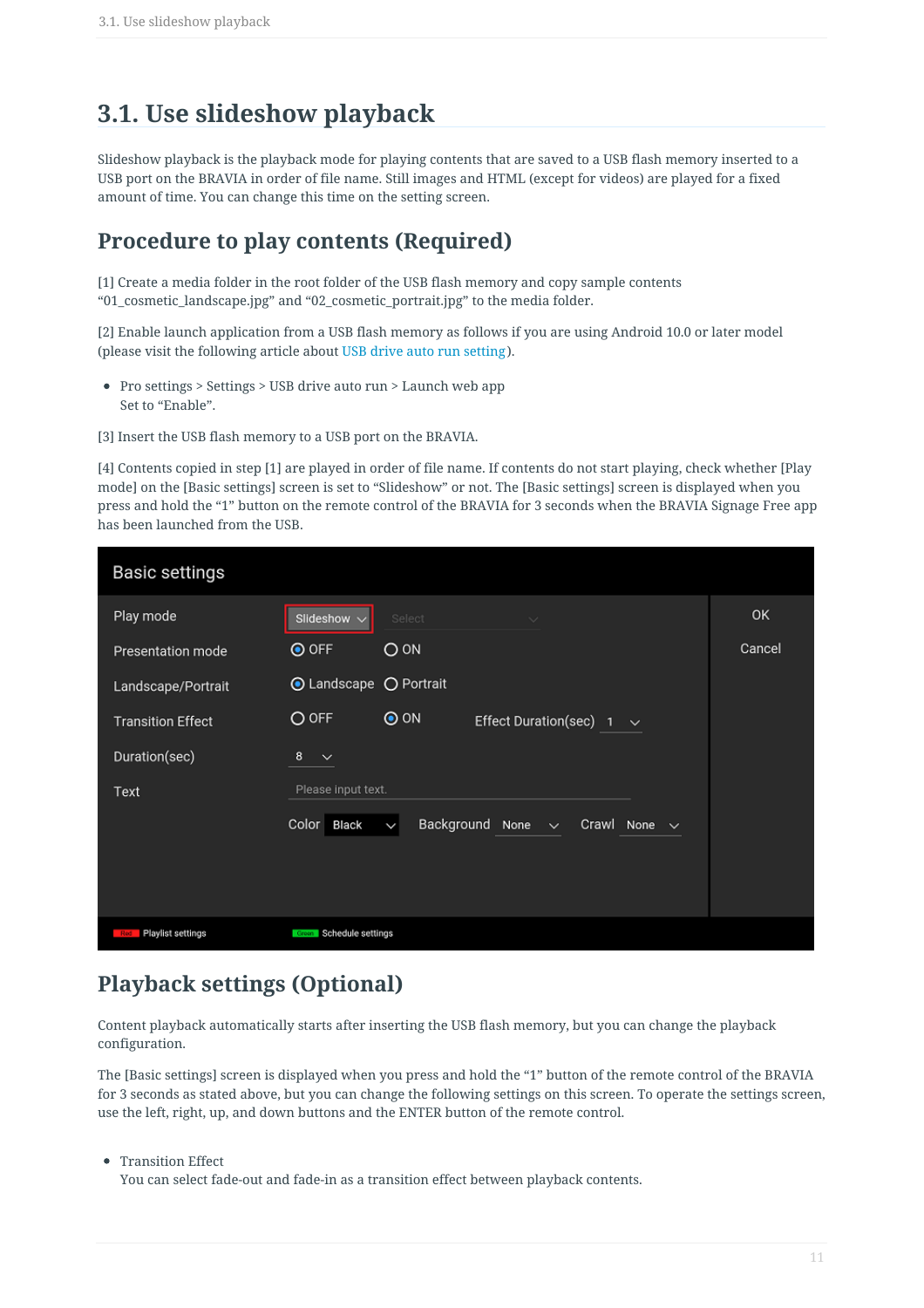# 3.1. Use slideshow playback

Slideshow playback is the playback mode for playing contents that are saved to a USB flash memory inserted to a USB port on the BRAVIA in order of file name. Still images and HTML (except for videos) are played for a fixed amount of time. You can change this time on the setting screen.

## Procedure to play contents (Required)

[1] Create a media folder in the root folder of the USB flash memory and copy sample contents "01_cosmetic_landscape.jpg" and "02_cosmetic_portrait.jpg" to the media folder.

[2] Enable launch application from a USB flash memory as follows if you are using Android 10.0 or later model (please visit the following article about USB drive auto run setting).

- Pro settings > Settings > USB drive auto run > Launch web app
  Set to "Enable".

[3] Insert the USB flash memory to a USB port on the BRAVIA.

[4] Contents copied in step [1] are played in order of file name. If contents do not start playing, check whether [Play mode] on the [Basic settings] screen is set to "Slideshow" or not. The [Basic settings] screen is displayed when you press and hold the "1" button on the remote control of the BRAVIA for 3 seconds when the BRAVIA Signage Free app has been launched from the USB.

## Playback settings (Optional)

Content playback automatically starts after inserting the USB flash memory, but you can change the playback configuration.

The [Basic settings] screen is displayed when you press and hold the "1" button of the remote control of the BRAVIA for 3 seconds as stated above, but you can change the following settings on this screen. To operate the settings screen, use the left, right, up, and down buttons and the ENTER button of the remote control.

- Transition Effect
  You can select fade-out and fade-in as a transition effect between playback contents.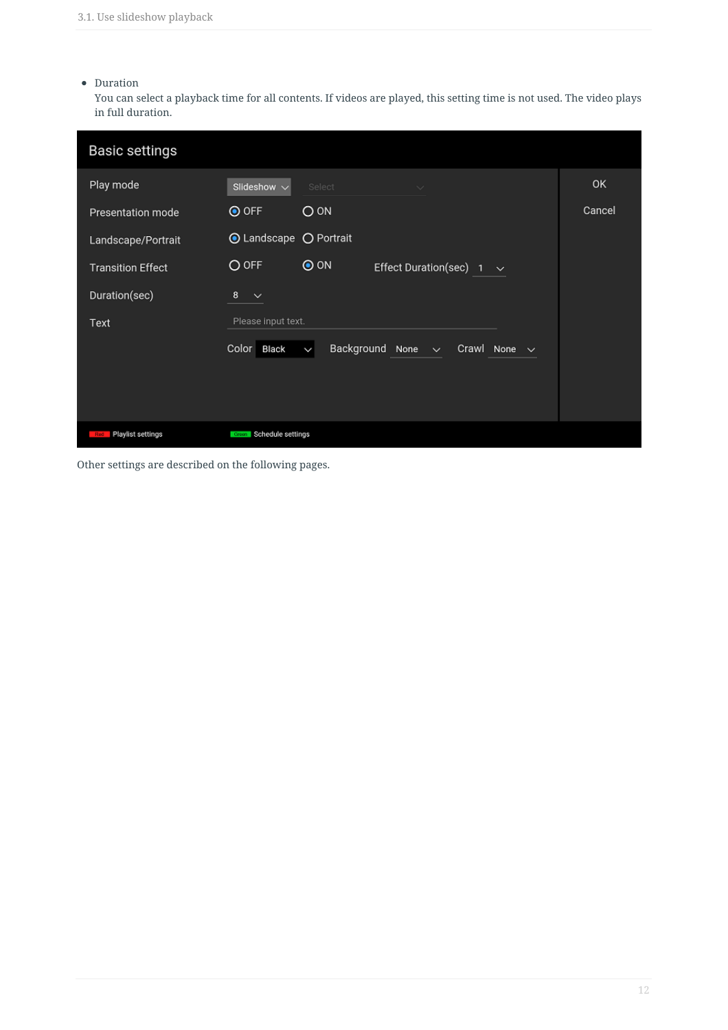- Duration
  You can select a playback time for all contents. If videos are played, this setting time is not used. The video plays in full duration.

Other settings are described on the following pages.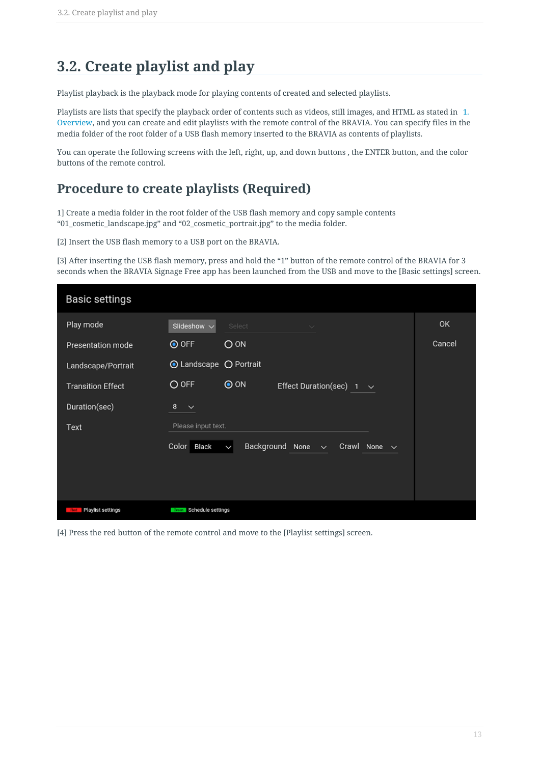# 3.2. Create playlist and play

Playlist playback is the playback mode for playing contents of created and selected playlists.

Playlists are lists that specify the playback order of contents such as videos, still images, and HTML as stated in 1. Overview, and you can create and edit playlists with the remote control of the BRAVIA. You can specify files in the media folder of the root folder of a USB flash memory inserted to the BRAVIA as contents of playlists.

You can operate the following screens with the left, right, up, and down buttons , the ENTER button, and the color buttons of the remote control.

## Procedure to create playlists (Required)

1] Create a media folder in the root folder of the USB flash memory and copy sample contents "01_cosmetic_landscape.jpg" and "02_cosmetic_portrait.jpg" to the media folder.

[2] Insert the USB flash memory to a USB port on the BRAVIA.

[3] After inserting the USB flash memory, press and hold the "1" button of the remote control of the BRAVIA for 3 seconds when the BRAVIA Signage Free app has been launched from the USB and move to the [Basic settings] screen.

[4] Press the red button of the remote control and move to the [Playlist settings] screen.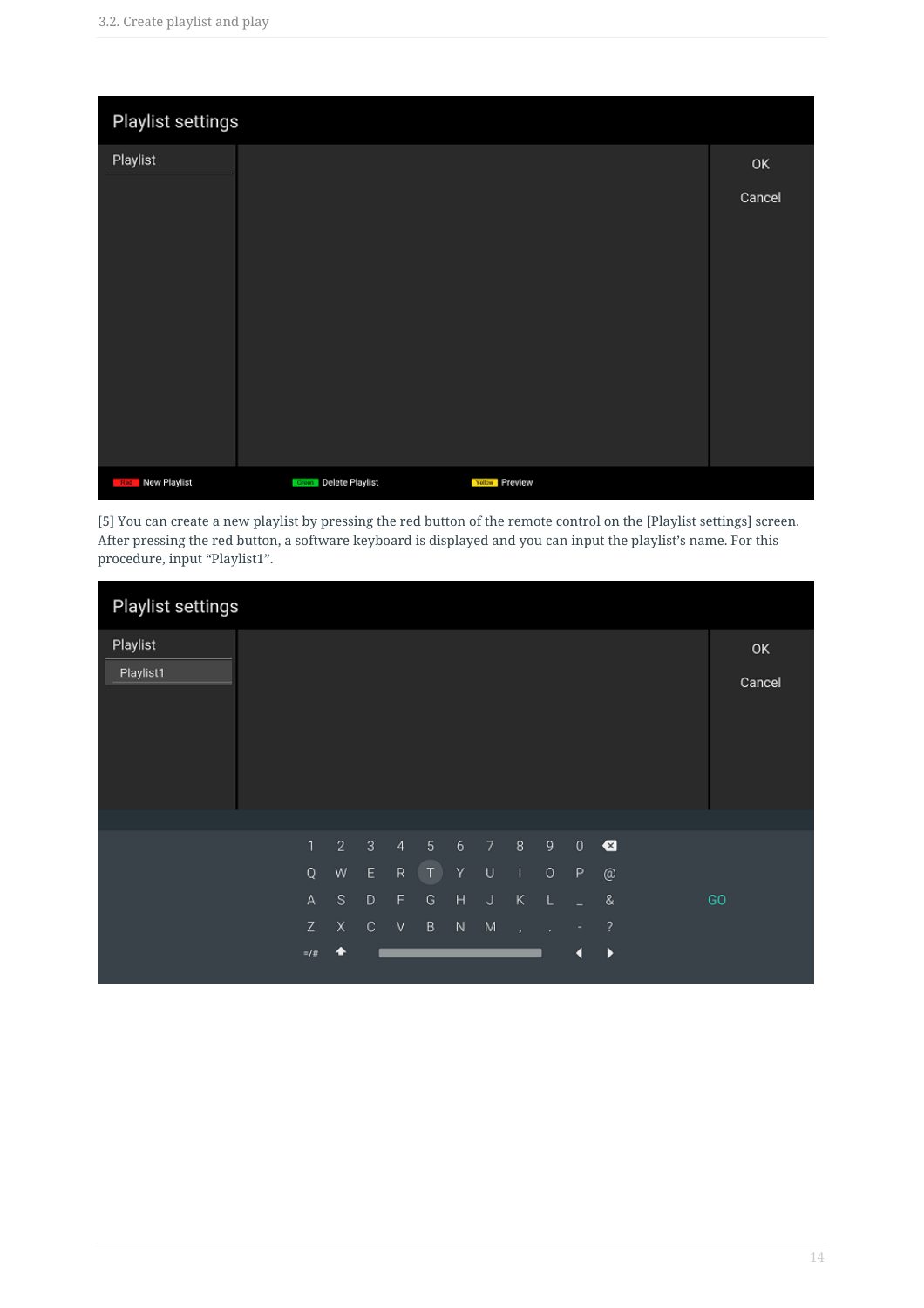Playlist settings

| Playlist | | OK |
| --- | --- | --- |
| | | Cancel |

Red New Playlist   Green Delete Playlist   Yellow Preview

[5] You can create a new playlist by pressing the red button of the remote control on the [Playlist settings] screen. After pressing the red button, a software keyboard is displayed and you can input the playlist's name. For this procedure, input "Playlist1".

Playlist settings

| Playlist | | OK |
| --- | --- | --- |
| Playlist1 | | Cancel |

1 2 3 4 5 6 7 8 9 0
Q W E R T Y U I O P @
A S D F G H J K L _ & GO
Z X C V B N M , . - ?
=/#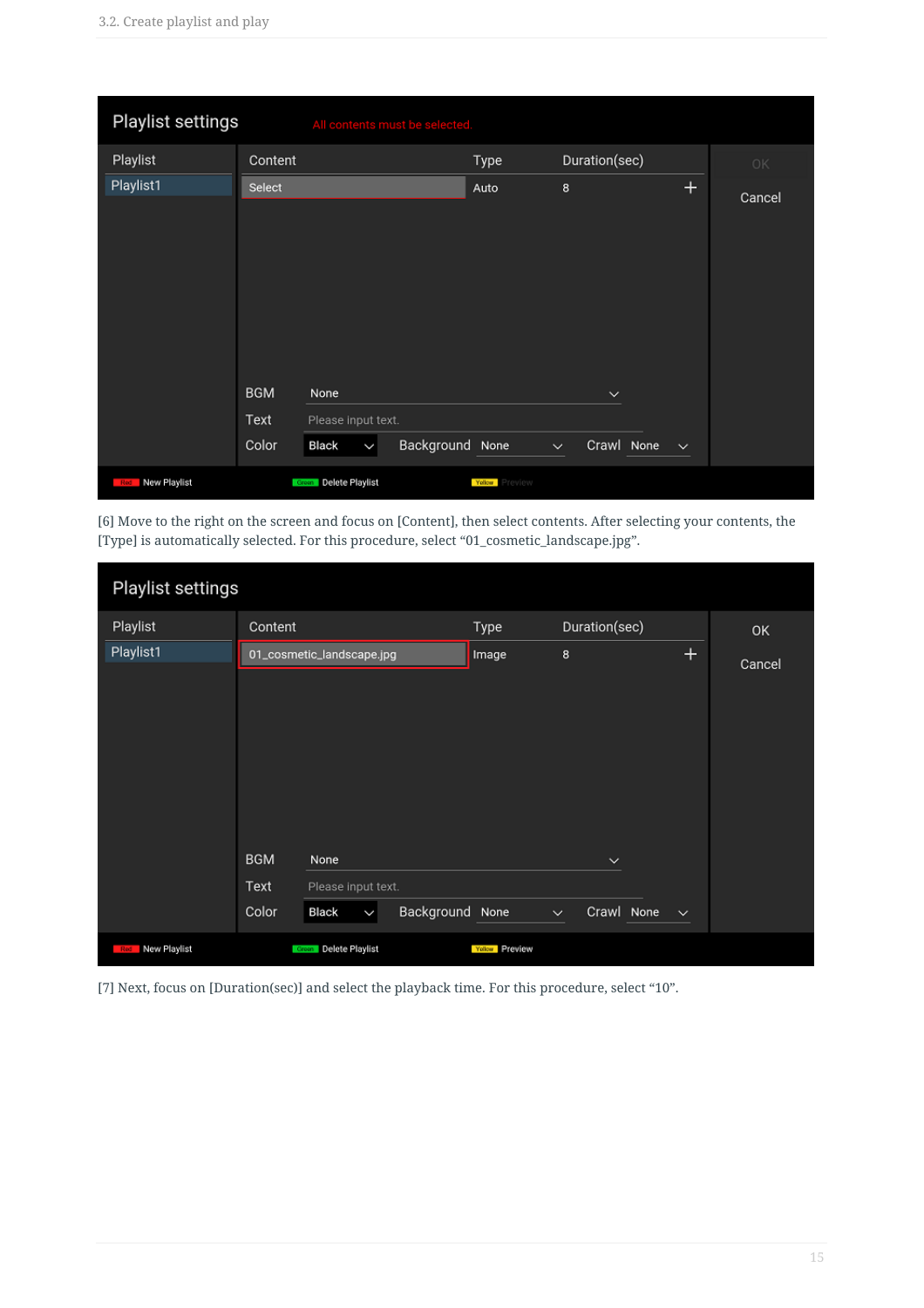[6] Move to the right on the screen and focus on [Content], then select contents. After selecting your contents, the [Type] is automatically selected. For this procedure, select “01_cosmetic_landscape.jpg”.

[7] Next, focus on [Duration(sec)] and select the playback time. For this procedure, select “10”.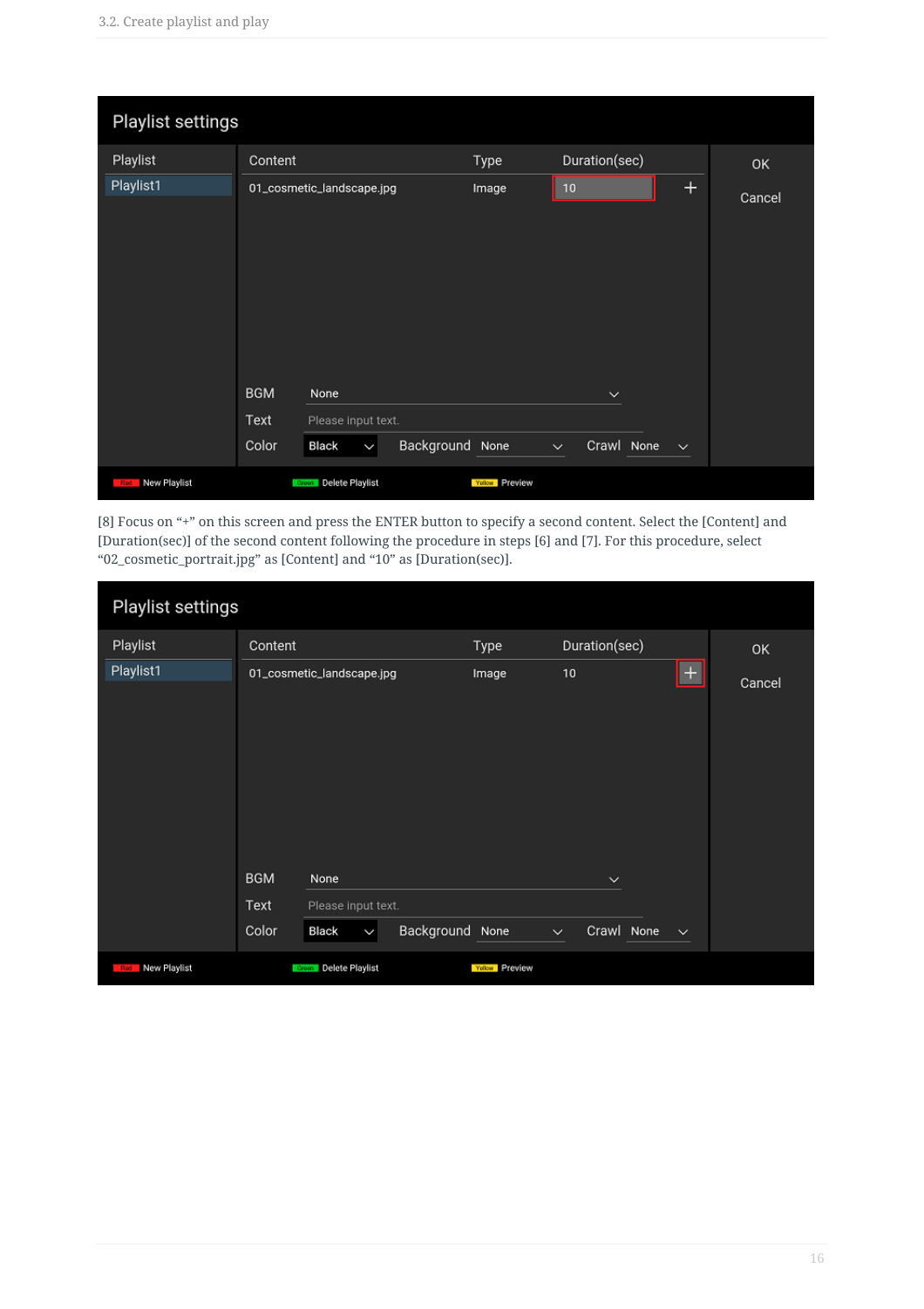Playlist settings

| Playlist | Content | Type | Duration(sec) |
|---|---|---|---|
| Playlist1 | 01_cosmetic_landscape.jpg | Image | 10 |

BGM: None

Text: Please input text.

Color: Black — Background: None — Crawl: None

OK / Cancel

Red: New Playlist — Green: Delete Playlist — Yellow: Preview

[8] Focus on "+" on this screen and press the ENTER button to specify a second content. Select the [Content] and [Duration(sec)] of the second content following the procedure in steps [6] and [7]. For this procedure, select "02_cosmetic_portrait.jpg" as [Content] and "10" as [Duration(sec)].

Playlist settings

| Playlist | Content | Type | Duration(sec) |
|---|---|---|---|
| Playlist1 | 01_cosmetic_landscape.jpg | Image | 10 |

BGM: None

Text: Please input text.

Color: Black — Background: None — Crawl: None

OK / Cancel

Red: New Playlist — Green: Delete Playlist — Yellow: Preview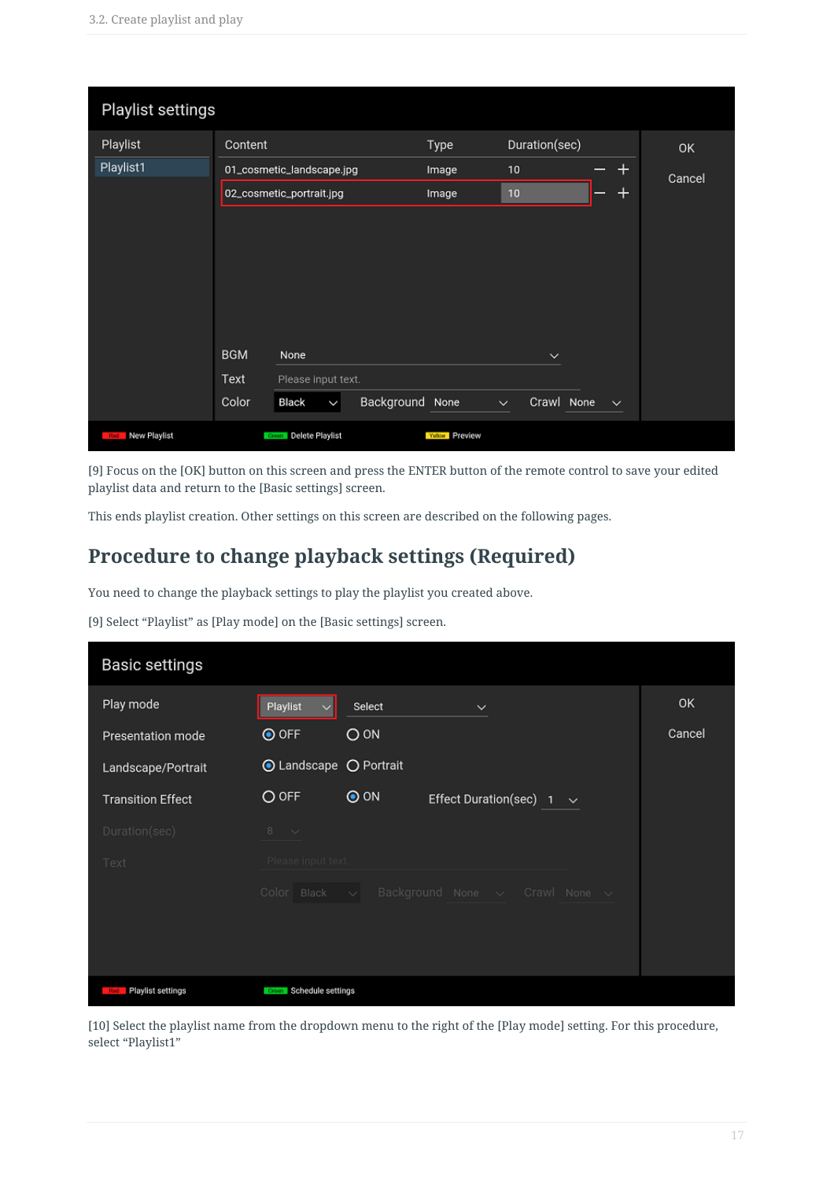[9] Focus on the [OK] button on this screen and press the ENTER button of the remote control to save your edited playlist data and return to the [Basic settings] screen.

This ends playlist creation. Other settings on this screen are described on the following pages.

## Procedure to change playback settings (Required)

You need to change the playback settings to play the playlist you created above.

[9] Select "Playlist" as [Play mode] on the [Basic settings] screen.

[10] Select the playlist name from the dropdown menu to the right of the [Play mode] setting. For this procedure, select "Playlist1"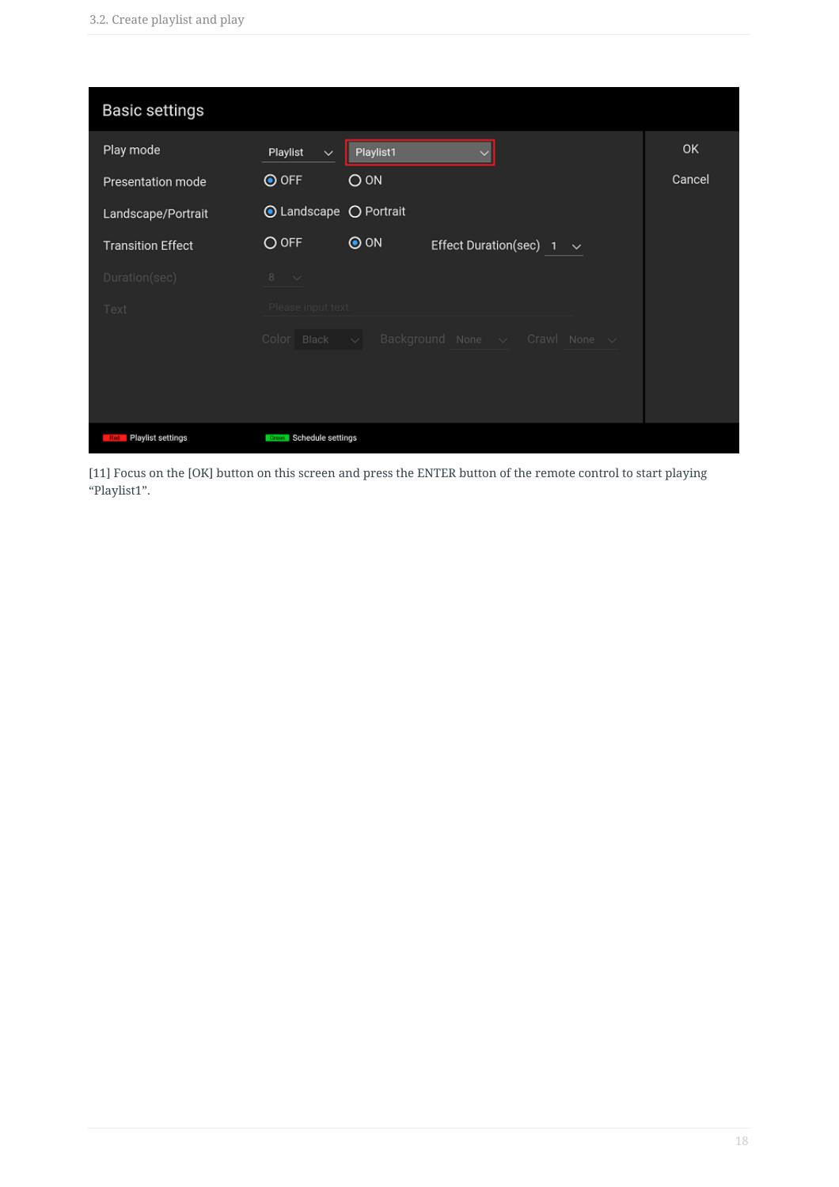| Basic settings | | | |
| --- | --- | --- | --- |
| Play mode | Playlist | Playlist1 | OK |
| Presentation mode | OFF | ON | Cancel |
| Landscape/Portrait | Landscape | Portrait | |
| Transition Effect | OFF | ON | Effect Duration(sec) 1 |
| Duration(sec) | 8 | | |
| Text | Please input text | | |
| | Color Black | Background None | Crawl None |

Red Playlist settings    Green Schedule settings

[11] Focus on the [OK] button on this screen and press the ENTER button of the remote control to start playing “Playlist1”.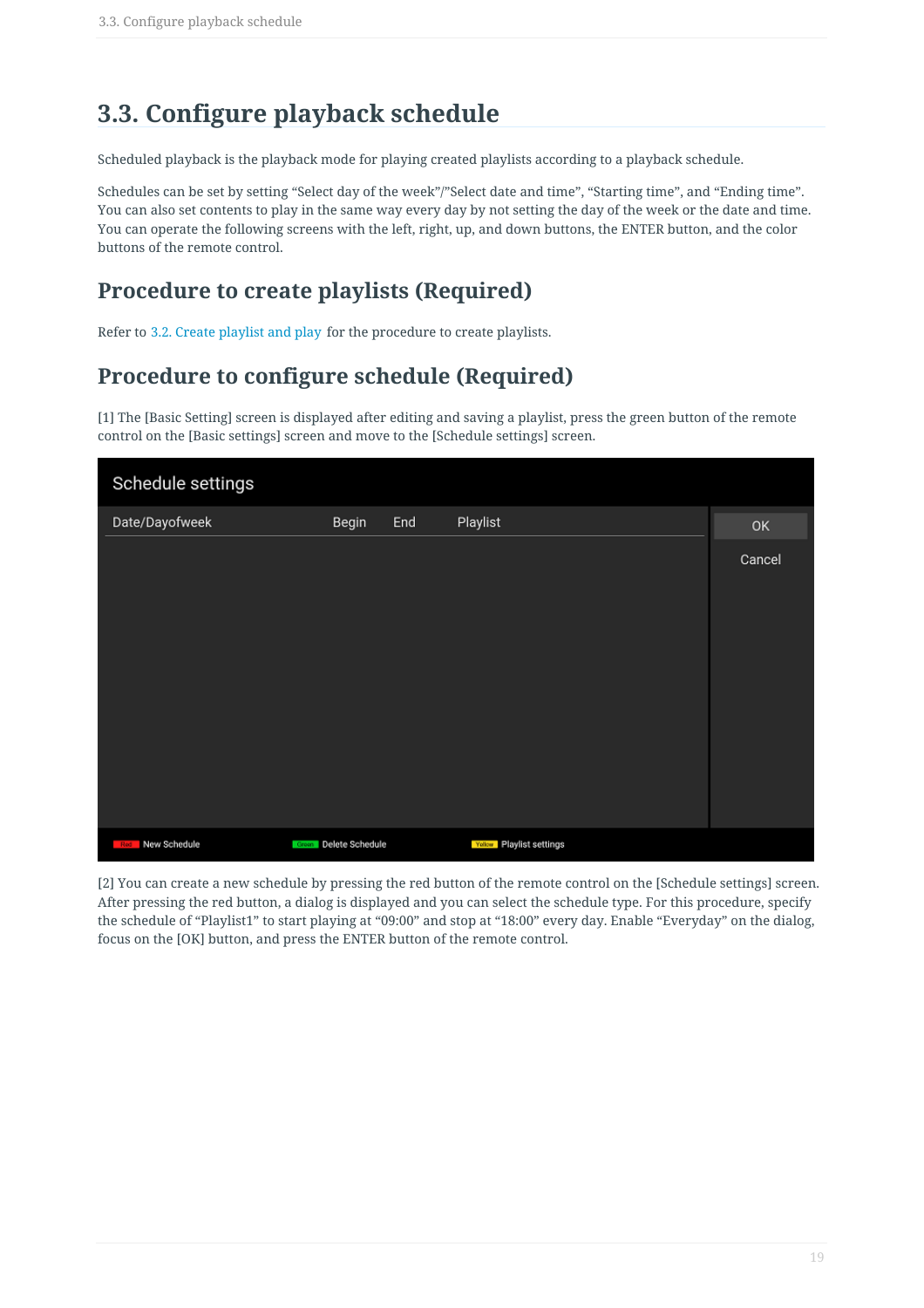# 3.3. Configure playback schedule

Scheduled playback is the playback mode for playing created playlists according to a playback schedule.

Schedules can be set by setting “Select day of the week”/”Select date and time”, “Starting time”, and “Ending time”. You can also set contents to play in the same way every day by not setting the day of the week or the date and time. You can operate the following screens with the left, right, up, and down buttons, the ENTER button, and the color buttons of the remote control.

## Procedure to create playlists (Required)

Refer to 3.2. Create playlist and play for the procedure to create playlists.

## Procedure to configure schedule (Required)

[1] The [Basic Setting] screen is displayed after editing and saving a playlist, press the green button of the remote control on the [Basic settings] screen and move to the [Schedule settings] screen.

[2] You can create a new schedule by pressing the red button of the remote control on the [Schedule settings] screen. After pressing the red button, a dialog is displayed and you can select the schedule type. For this procedure, specify the schedule of “Playlist1” to start playing at “09:00” and stop at “18:00” every day. Enable “Everyday” on the dialog, focus on the [OK] button, and press the ENTER button of the remote control.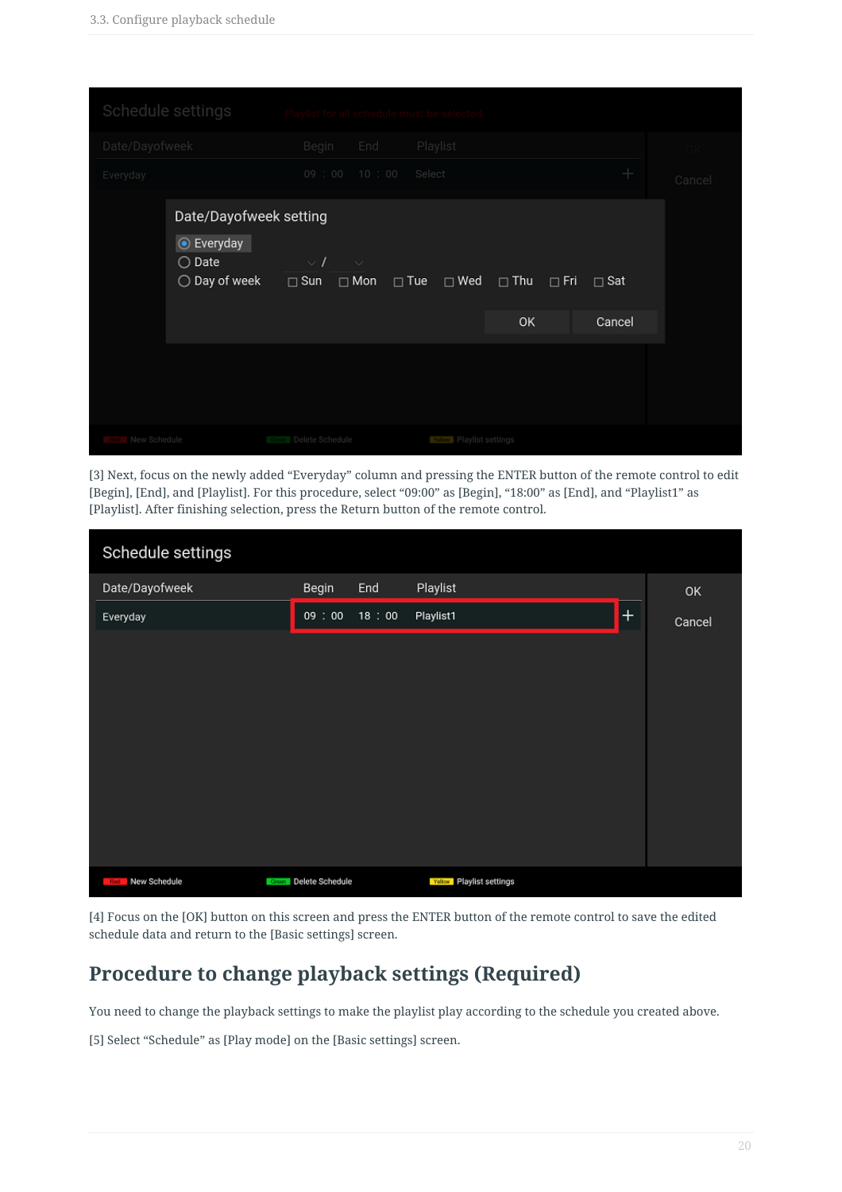[3] Next, focus on the newly added “Everyday” column and pressing the ENTER button of the remote control to edit [Begin], [End], and [Playlist]. For this procedure, select “09:00” as [Begin], “18:00” as [End], and “Playlist1” as [Playlist]. After finishing selection, press the Return button of the remote control.

[4] Focus on the [OK] button on this screen and press the ENTER button of the remote control to save the edited schedule data and return to the [Basic settings] screen.

## Procedure to change playback settings (Required)

You need to change the playback settings to make the playlist play according to the schedule you created above.

[5] Select “Schedule” as [Play mode] on the [Basic settings] screen.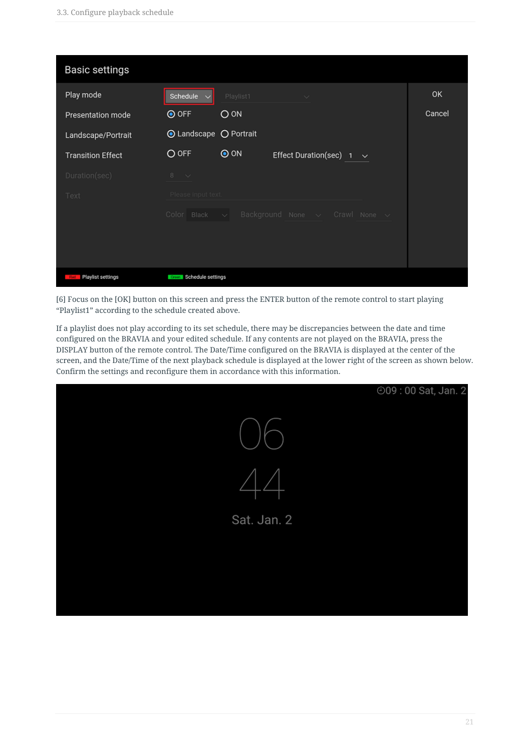Basic settings

| | | | |
|---|---|---|---|
| Play mode | Schedule | Playlist1 | OK |
| Presentation mode | OFF | ON | Cancel |
| Landscape/Portrait | Landscape | Portrait | |
| Transition Effect | OFF | ON | Effect Duration(sec) 1 |
| Duration(sec) | 8 | | |
| Text | Please input text | | |
| | Color Black | Background None | Crawl None |

Red Playlist settings    Green Schedule settings

[6] Focus on the [OK] button on this screen and press the ENTER button of the remote control to start playing “Playlist1” according to the schedule created above.

If a playlist does not play according to its set schedule, there may be discrepancies between the date and time configured on the BRAVIA and your edited schedule. If any contents are not played on the BRAVIA, press the DISPLAY button of the remote control. The Date/Time configured on the BRAVIA is displayed at the center of the screen, and the Date/Time of the next playback schedule is displayed at the lower right of the screen as shown below. Confirm the settings and reconfigure them in accordance with this information.

09 : 00 Sat, Jan. 2

06

44

Sat. Jan. 2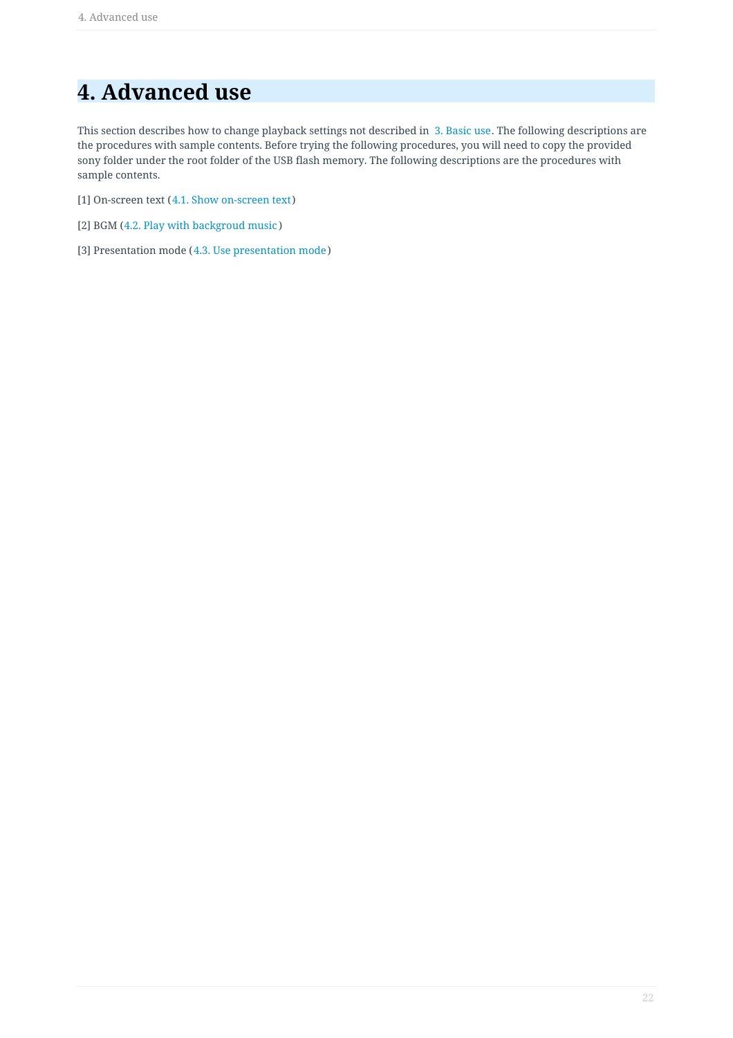# 4. Advanced use

This section describes how to change playback settings not described in 3. Basic use. The following descriptions are the procedures with sample contents. Before trying the following procedures, you will need to copy the provided sony folder under the root folder of the USB flash memory. The following descriptions are the procedures with sample contents.

[1] On-screen text (4.1. Show on-screen text)

[2] BGM (4.2. Play with backgroud music)

[3] Presentation mode (4.3. Use presentation mode)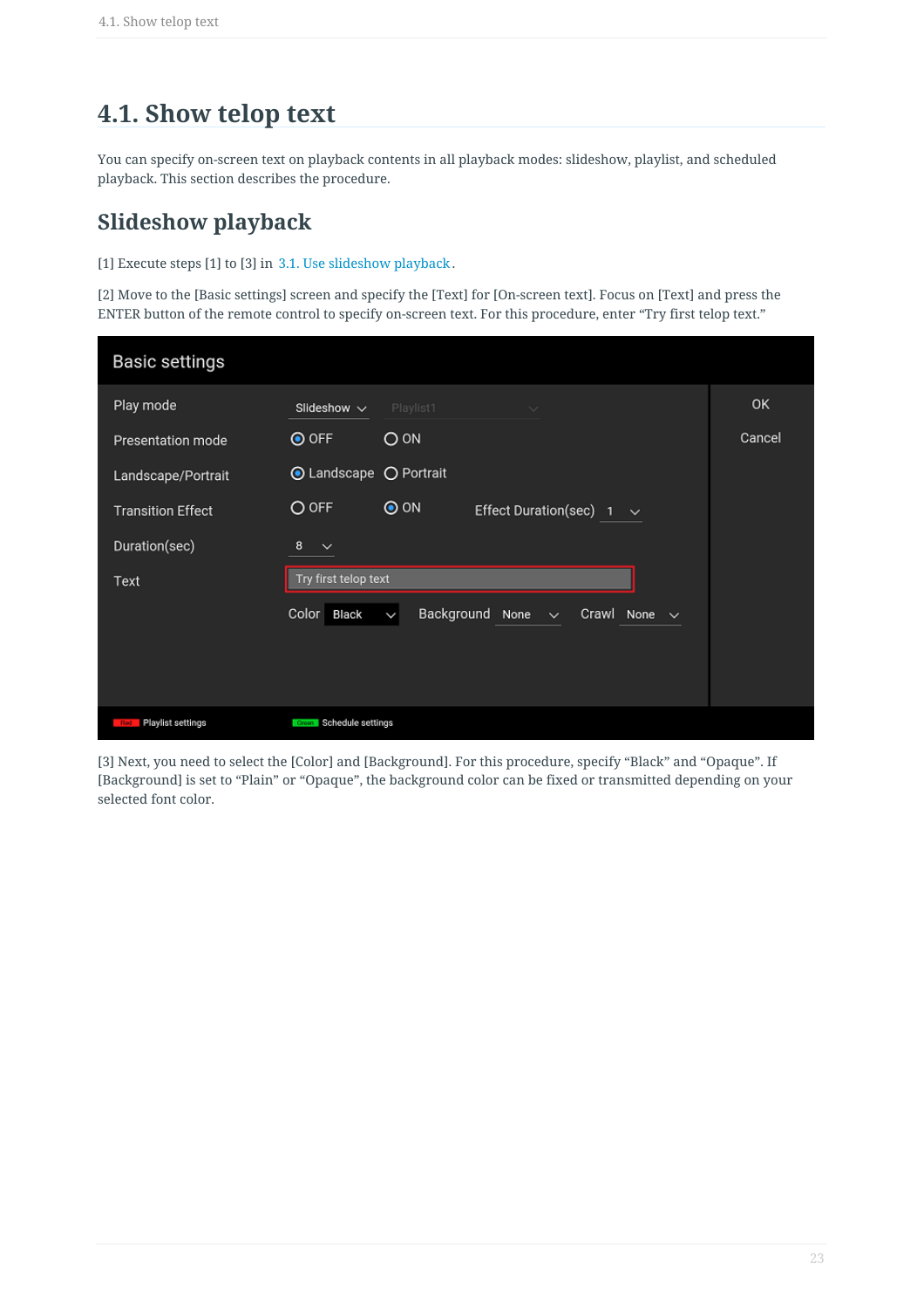# 4.1. Show telop text

You can specify on-screen text on playback contents in all playback modes: slideshow, playlist, and scheduled playback. This section describes the procedure.

## Slideshow playback

[1] Execute steps [1] to [3] in 3.1. Use slideshow playback.

[2] Move to the [Basic settings] screen and specify the [Text] for [On-screen text]. Focus on [Text] and press the ENTER button of the remote control to specify on-screen text. For this procedure, enter “Try first telop text.”

[3] Next, you need to select the [Color] and [Background]. For this procedure, specify “Black” and “Opaque”. If [Background] is set to “Plain” or “Opaque”, the background color can be fixed or transmitted depending on your selected font color.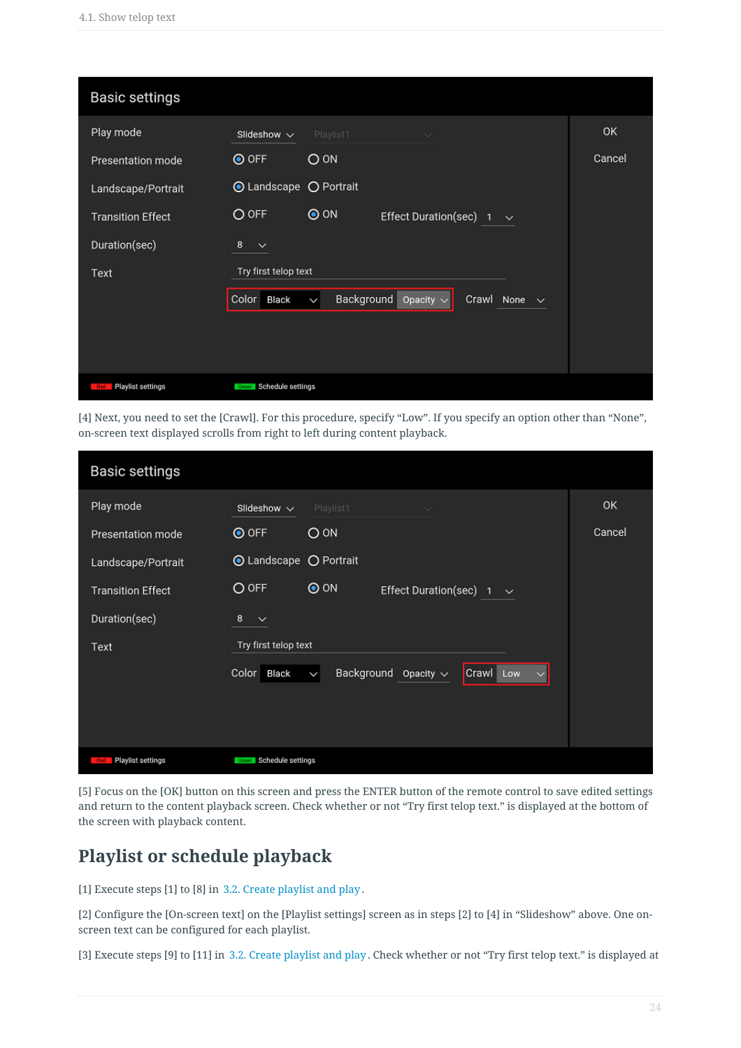[4] Next, you need to set the [Crawl]. For this procedure, specify “Low”. If you specify an option other than “None”, on-screen text displayed scrolls from right to left during content playback.

[5] Focus on the [OK] button on this screen and press the ENTER button of the remote control to save edited settings and return to the content playback screen. Check whether or not “Try first telop text.” is displayed at the bottom of the screen with playback content.

## Playlist or schedule playback

[1] Execute steps [1] to [8] in 3.2. Create playlist and play.

[2] Configure the [On-screen text] on the [Playlist settings] screen as in steps [2] to [4] in “Slideshow” above. One on-screen text can be configured for each playlist.

[3] Execute steps [9] to [11] in 3.2. Create playlist and play. Check whether or not “Try first telop text.” is displayed at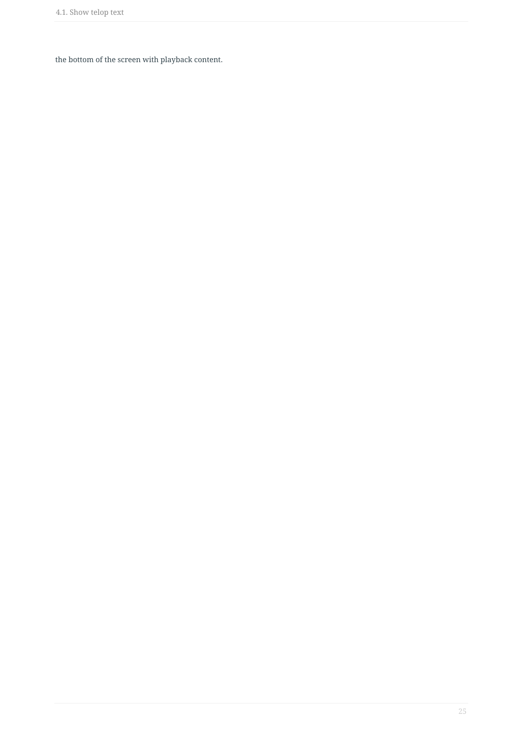the bottom of the screen with playback content.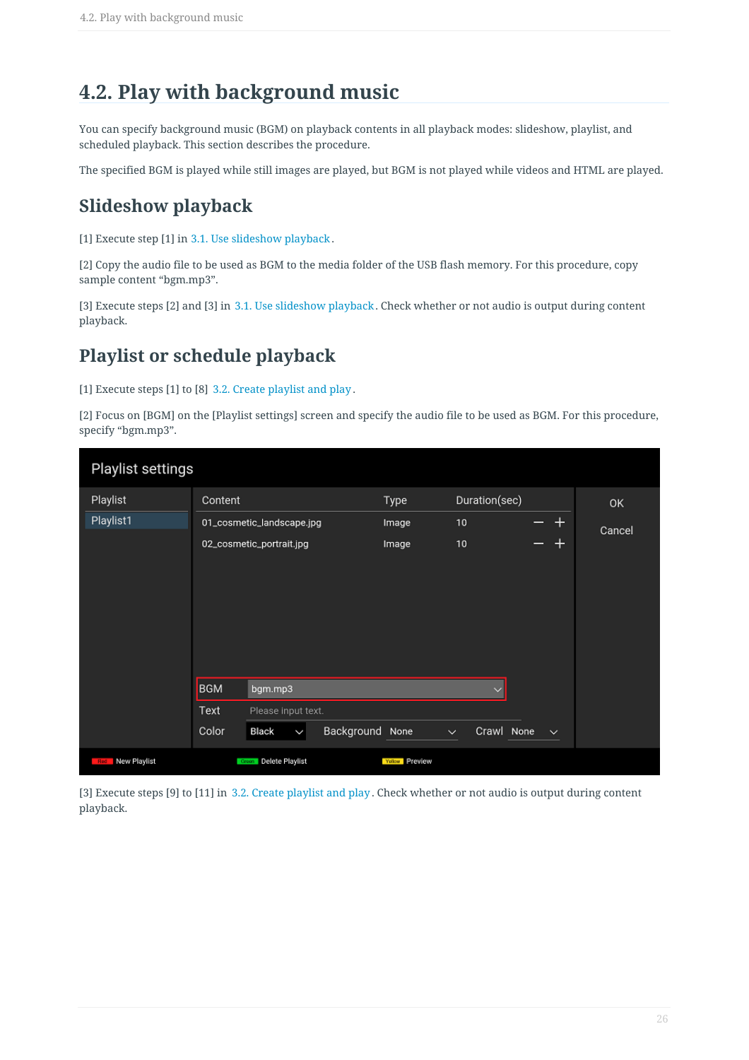# 4.2. Play with background music

You can specify background music (BGM) on playback contents in all playback modes: slideshow, playlist, and scheduled playback. This section describes the procedure.

The specified BGM is played while still images are played, but BGM is not played while videos and HTML are played.

## Slideshow playback

[1] Execute step [1] in 3.1. Use slideshow playback.

[2] Copy the audio file to be used as BGM to the media folder of the USB flash memory. For this procedure, copy sample content “bgm.mp3”.

[3] Execute steps [2] and [3] in 3.1. Use slideshow playback. Check whether or not audio is output during content playback.

## Playlist or schedule playback

[1] Execute steps [1] to [8] 3.2. Create playlist and play.

[2] Focus on [BGM] on the [Playlist settings] screen and specify the audio file to be used as BGM. For this procedure, specify “bgm.mp3”.

[3] Execute steps [9] to [11] in 3.2. Create playlist and play. Check whether or not audio is output during content playback.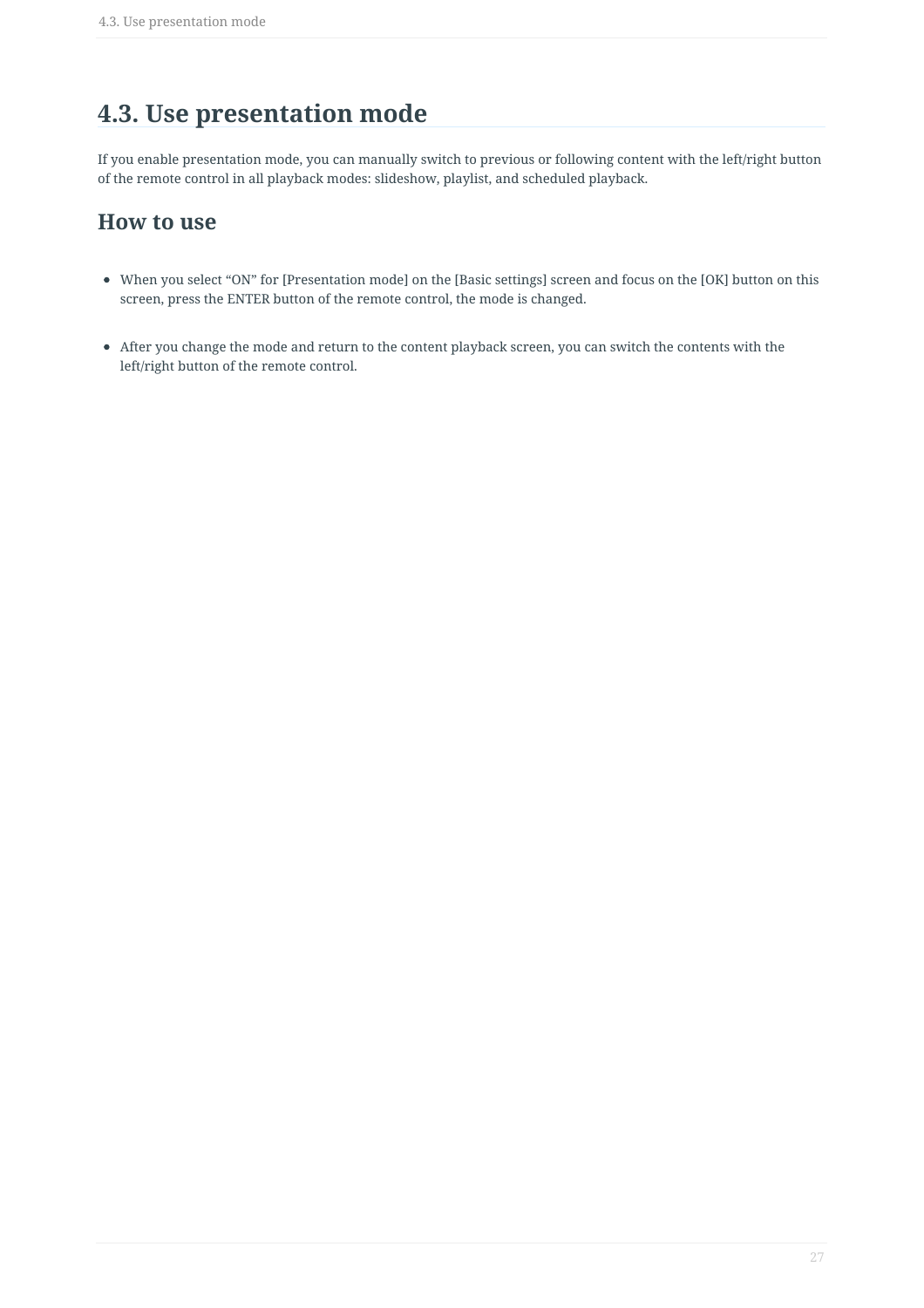# 4.3. Use presentation mode

If you enable presentation mode, you can manually switch to previous or following content with the left/right button of the remote control in all playback modes: slideshow, playlist, and scheduled playback.

## How to use

- When you select “ON” for [Presentation mode] on the [Basic settings] screen and focus on the [OK] button on this screen, press the ENTER button of the remote control, the mode is changed.

- After you change the mode and return to the content playback screen, you can switch the contents with the left/right button of the remote control.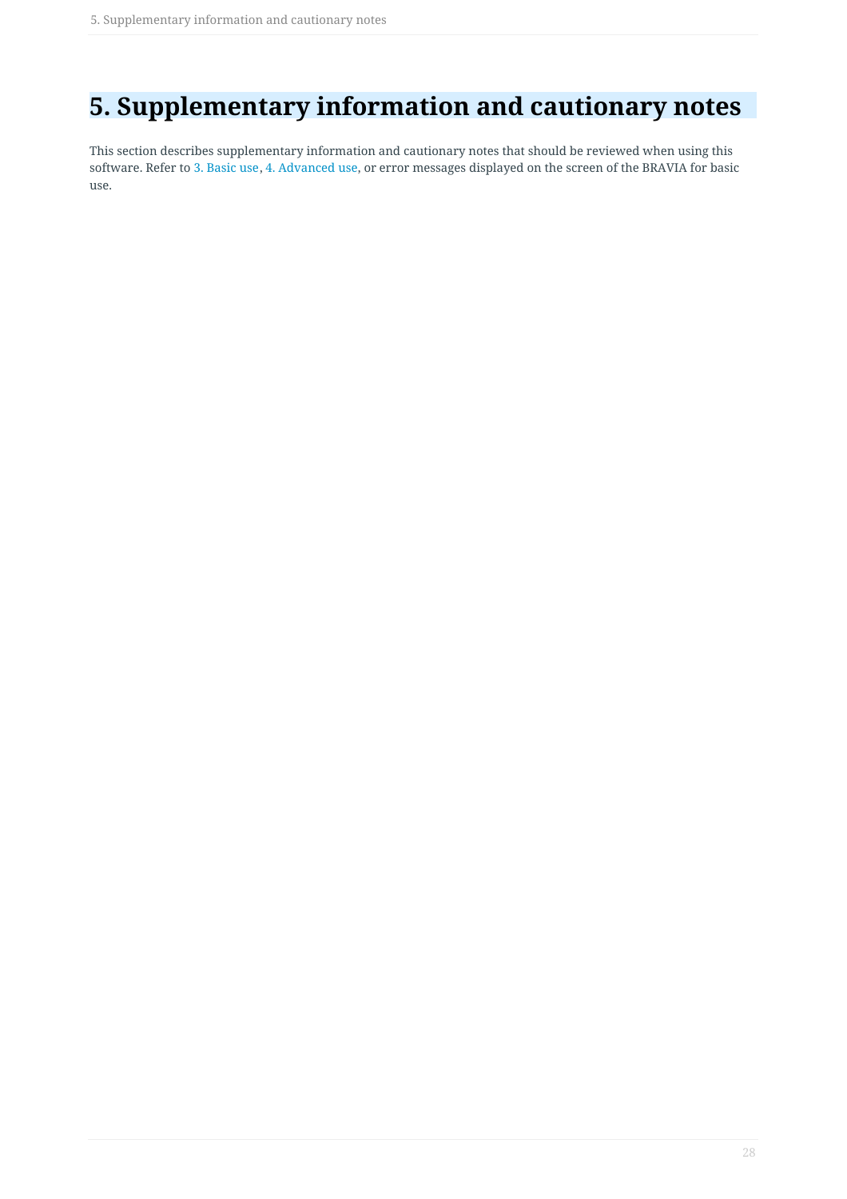# 5. Supplementary information and cautionary notes

This section describes supplementary information and cautionary notes that should be reviewed when using this software. Refer to 3. Basic use, 4. Advanced use, or error messages displayed on the screen of the BRAVIA for basic use.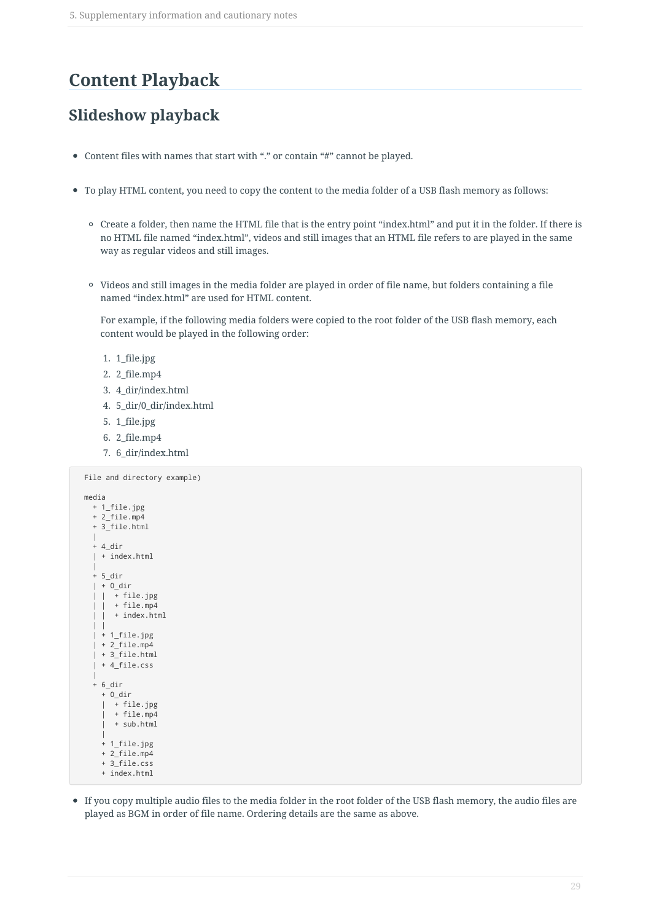# Content Playback

## Slideshow playback

- Content files with names that start with “.” or contain “#” cannot be played.
- To play HTML content, you need to copy the content to the media folder of a USB flash memory as follows:
    - Create a folder, then name the HTML file that is the entry point “index.html” and put it in the folder. If there is no HTML file named “index.html”, videos and still images that an HTML file refers to are played in the same way as regular videos and still images.
    - Videos and still images in the media folder are played in order of file name, but folders containing a file named “index.html” are used for HTML content.

      For example, if the following media folders were copied to the root folder of the USB flash memory, each content would be played in the following order:

      1. 1_file.jpg
      2. 2_file.mp4
      3. 4_dir/index.html
      4. 5_dir/0_dir/index.html
      5. 1_file.jpg
      6. 2_file.mp4
      7. 6_dir/index.html

```
File and directory example)

media
  + 1_file.jpg
  + 2_file.mp4
  + 3_file.html
  |
  + 4_dir
  | + index.html
  |
  + 5_dir
  | + 0_dir
  | |  + file.jpg
  | |  + file.mp4
  | |  + index.html
  | |
  | + 1_file.jpg
  | + 2_file.mp4
  | + 3_file.html
  | + 4_file.css
  |
  + 6_dir
    + 0_dir
    |  + file.jpg
    |  + file.mp4
    |  + sub.html
    |
    + 1_file.jpg
    + 2_file.mp4
    + 3_file.css
    + index.html
```

- If you copy multiple audio files to the media folder in the root folder of the USB flash memory, the audio files are played as BGM in order of file name. Ordering details are the same as above.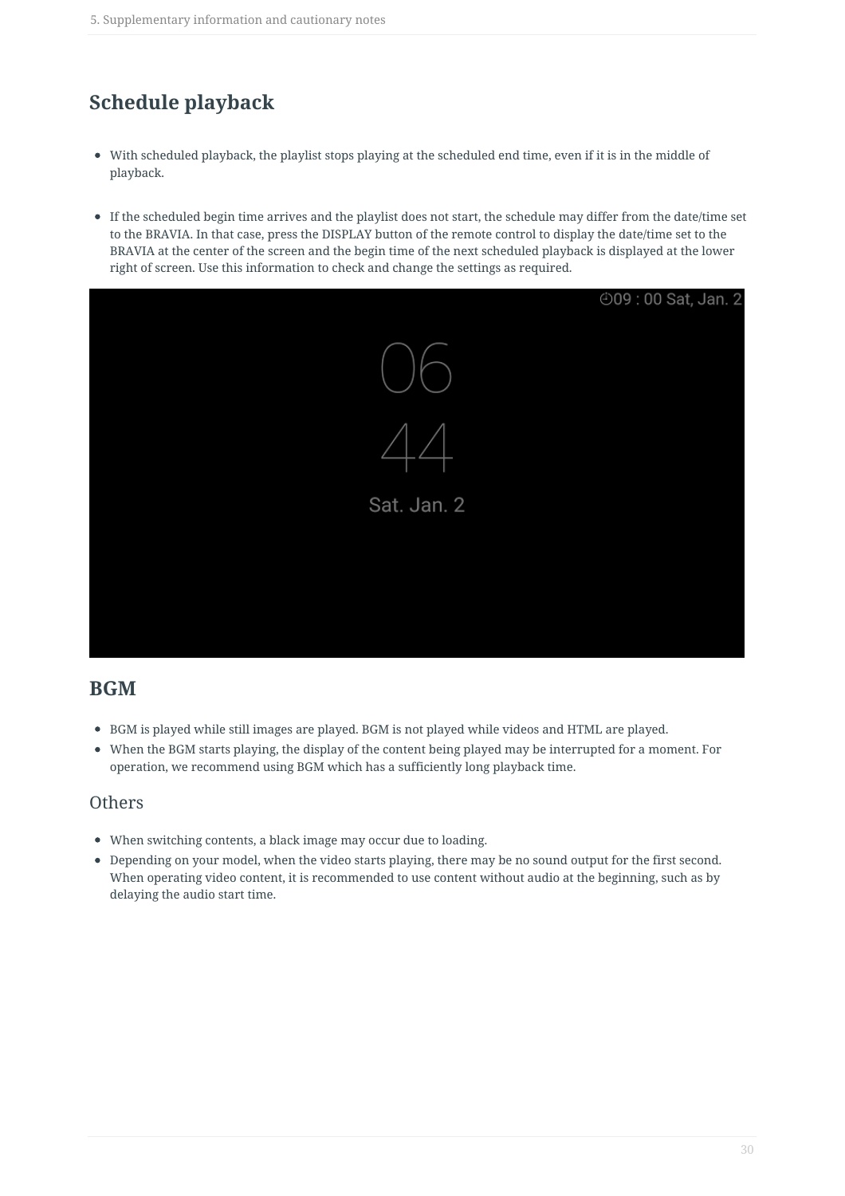## Schedule playback

- With scheduled playback, the playlist stops playing at the scheduled end time, even if it is in the middle of playback.

- If the scheduled begin time arrives and the playlist does not start, the schedule may differ from the date/time set to the BRAVIA. In that case, press the DISPLAY button of the remote control to display the date/time set to the BRAVIA at the center of the screen and the begin time of the next scheduled playback is displayed at the lower right of screen. Use this information to check and change the settings as required.

## BGM

- BGM is played while still images are played. BGM is not played while videos and HTML are played.
- When the BGM starts playing, the display of the content being played may be interrupted for a moment. For operation, we recommend using BGM which has a sufficiently long playback time.

### Others

- When switching contents, a black image may occur due to loading.
- Depending on your model, when the video starts playing, there may be no sound output for the first second. When operating video content, it is recommended to use content without audio at the beginning, such as by delaying the audio start time.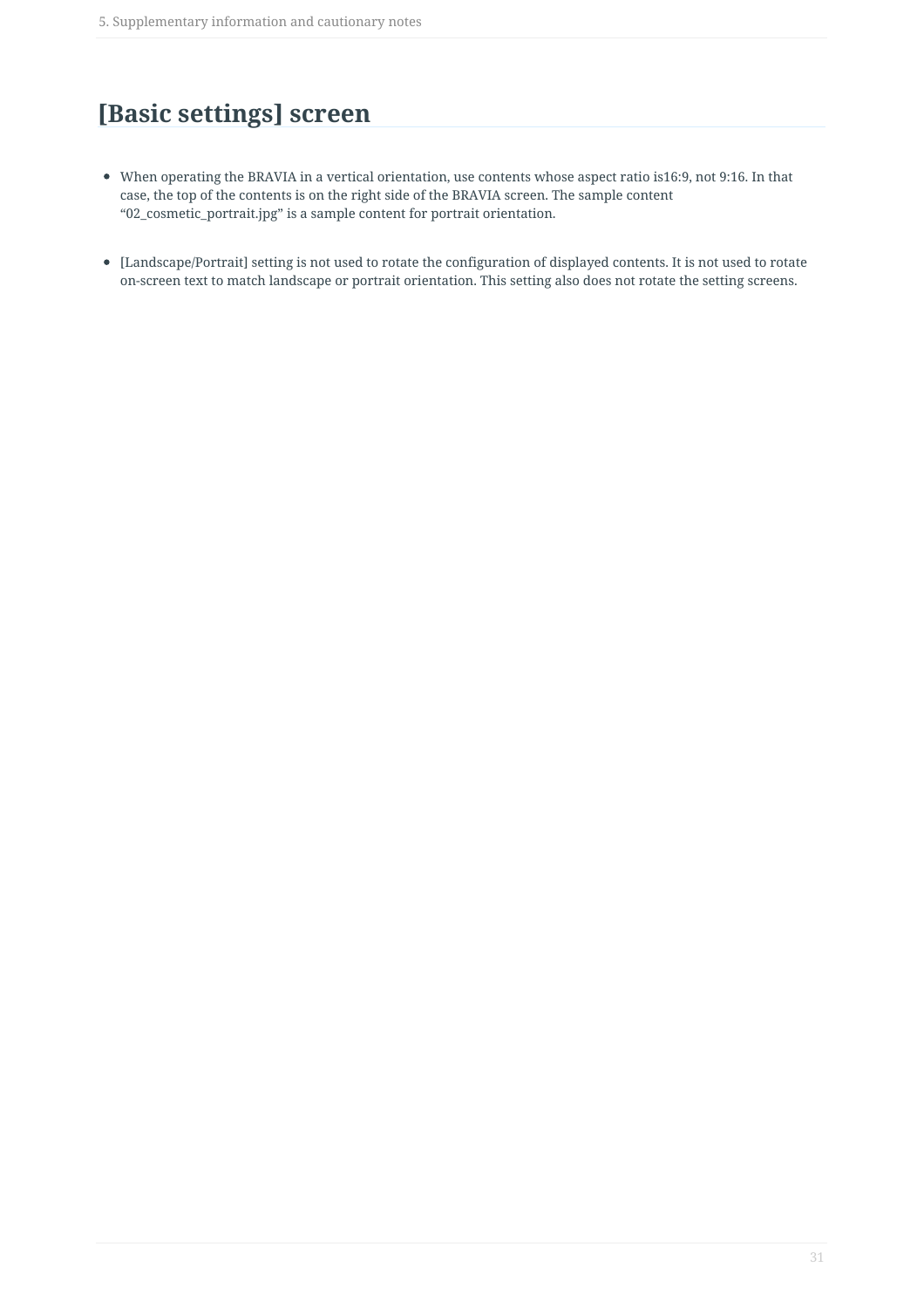# [Basic settings] screen

- When operating the BRAVIA in a vertical orientation, use contents whose aspect ratio is16:9, not 9:16. In that case, the top of the contents is on the right side of the BRAVIA screen. The sample content “02_cosmetic_portrait.jpg” is a sample content for portrait orientation.

- [Landscape/Portrait] setting is not used to rotate the configuration of displayed contents. It is not used to rotate on-screen text to match landscape or portrait orientation. This setting also does not rotate the setting screens.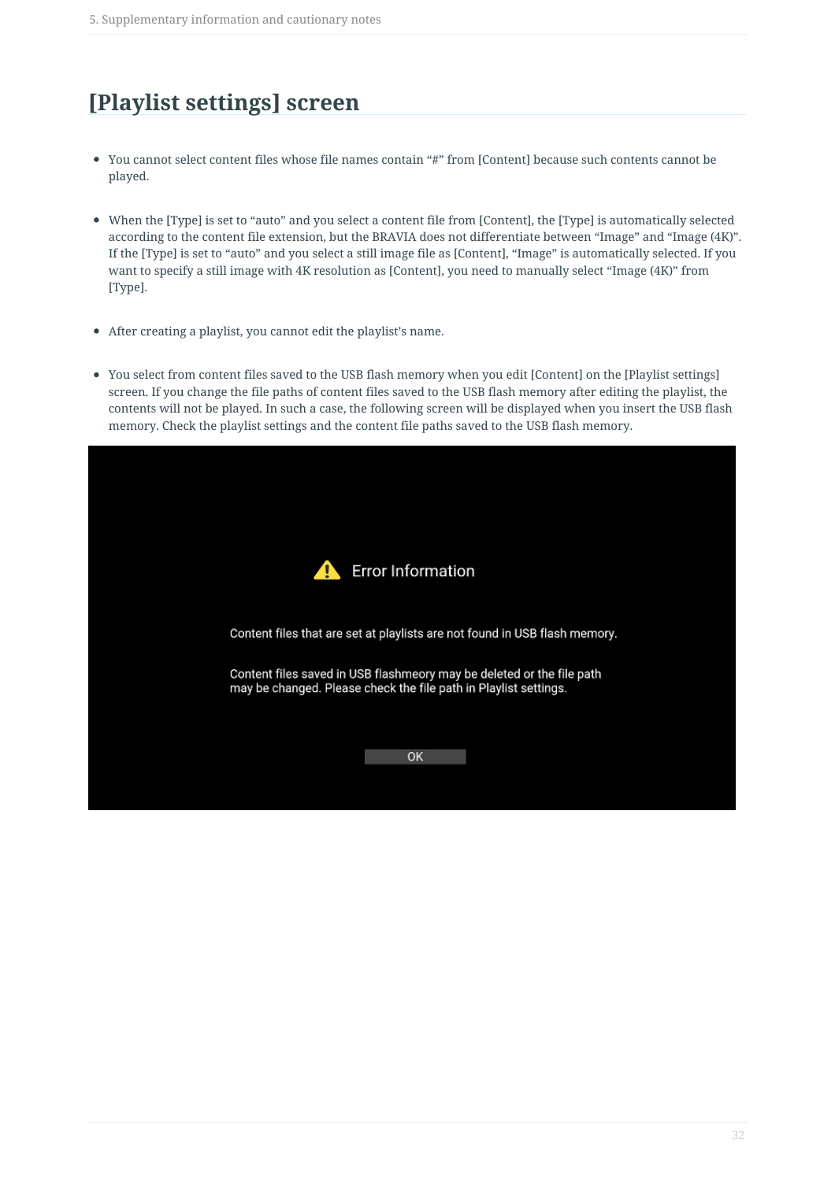# [Playlist settings] screen

- You cannot select content files whose file names contain "#" from [Content] because such contents cannot be played.

- When the [Type] is set to "auto" and you select a content file from [Content], the [Type] is automatically selected according to the content file extension, but the BRAVIA does not differentiate between "Image" and "Image (4K)". If the [Type] is set to "auto" and you select a still image file as [Content], "Image" is automatically selected. If you want to specify a still image with 4K resolution as [Content], you need to manually select "Image (4K)" from [Type].

- After creating a playlist, you cannot edit the playlist's name.

- You select from content files saved to the USB flash memory when you edit [Content] on the [Playlist settings] screen. If you change the file paths of content files saved to the USB flash memory after editing the playlist, the contents will not be played. In such a case, the following screen will be displayed when you insert the USB flash memory. Check the playlist settings and the content file paths saved to the USB flash memory.

Error Information

Content files that are set at playlists are not found in USB flash memory.

Content files saved in USB flashmeory may be deleted or the file path may be changed. Please check the file path in Playlist settings.

OK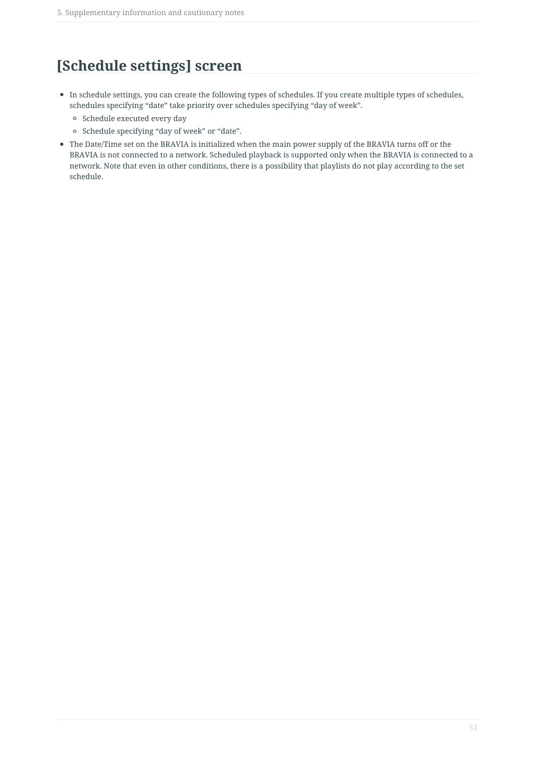# [Schedule settings] screen

- In schedule settings, you can create the following types of schedules. If you create multiple types of schedules, schedules specifying “date” take priority over schedules specifying “day of week”.
  - Schedule executed every day
  - Schedule specifying “day of week” or “date”.
- The Date/Time set on the BRAVIA is initialized when the main power supply of the BRAVIA turns off or the BRAVIA is not connected to a network. Scheduled playback is supported only when the BRAVIA is connected to a network. Note that even in other conditions, there is a possibility that playlists do not play according to the set schedule.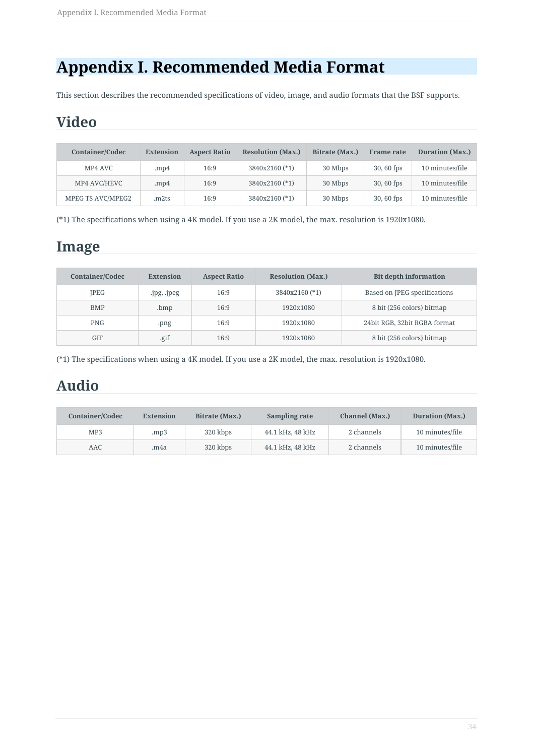# Appendix I. Recommended Media Format

This section describes the recommended specifications of video, image, and audio formats that the BSF supports.

## Video

| Container/Codec | Extension | Aspect Ratio | Resolution (Max.) | Bitrate (Max.) | Frame rate | Duration (Max.) |
|---|---|---|---|---|---|---|
| MP4 AVC | .mp4 | 16:9 | 3840x2160 (*1) | 30 Mbps | 30, 60 fps | 10 minutes/file |
| MP4 AVC/HEVC | .mp4 | 16:9 | 3840x2160 (*1) | 30 Mbps | 30, 60 fps | 10 minutes/file |
| MPEG TS AVC/MPEG2 | .m2ts | 16:9 | 3840x2160 (*1) | 30 Mbps | 30, 60 fps | 10 minutes/file |

(*1) The specifications when using a 4K model. If you use a 2K model, the max. resolution is 1920x1080.

## Image

| Container/Codec | Extension | Aspect Ratio | Resolution (Max.) | Bit depth information |
|---|---|---|---|---|
| JPEG | .jpg, .jpeg | 16:9 | 3840x2160 (*1) | Based on JPEG specifications |
| BMP | .bmp | 16:9 | 1920x1080 | 8 bit (256 colors) bitmap |
| PNG | .png | 16:9 | 1920x1080 | 24bit RGB, 32bit RGBA format |
| GIF | .gif | 16:9 | 1920x1080 | 8 bit (256 colors) bitmap |

(*1) The specifications when using a 4K model. If you use a 2K model, the max. resolution is 1920x1080.

## Audio

| Container/Codec | Extension | Bitrate (Max.) | Sampling rate | Channel (Max.) | Duration (Max.) |
|---|---|---|---|---|---|
| MP3 | .mp3 | 320 kbps | 44.1 kHz, 48 kHz | 2 channels | 10 minutes/file |
| AAC | .m4a | 320 kbps | 44.1 kHz, 48 kHz | 2 channels | 10 minutes/file |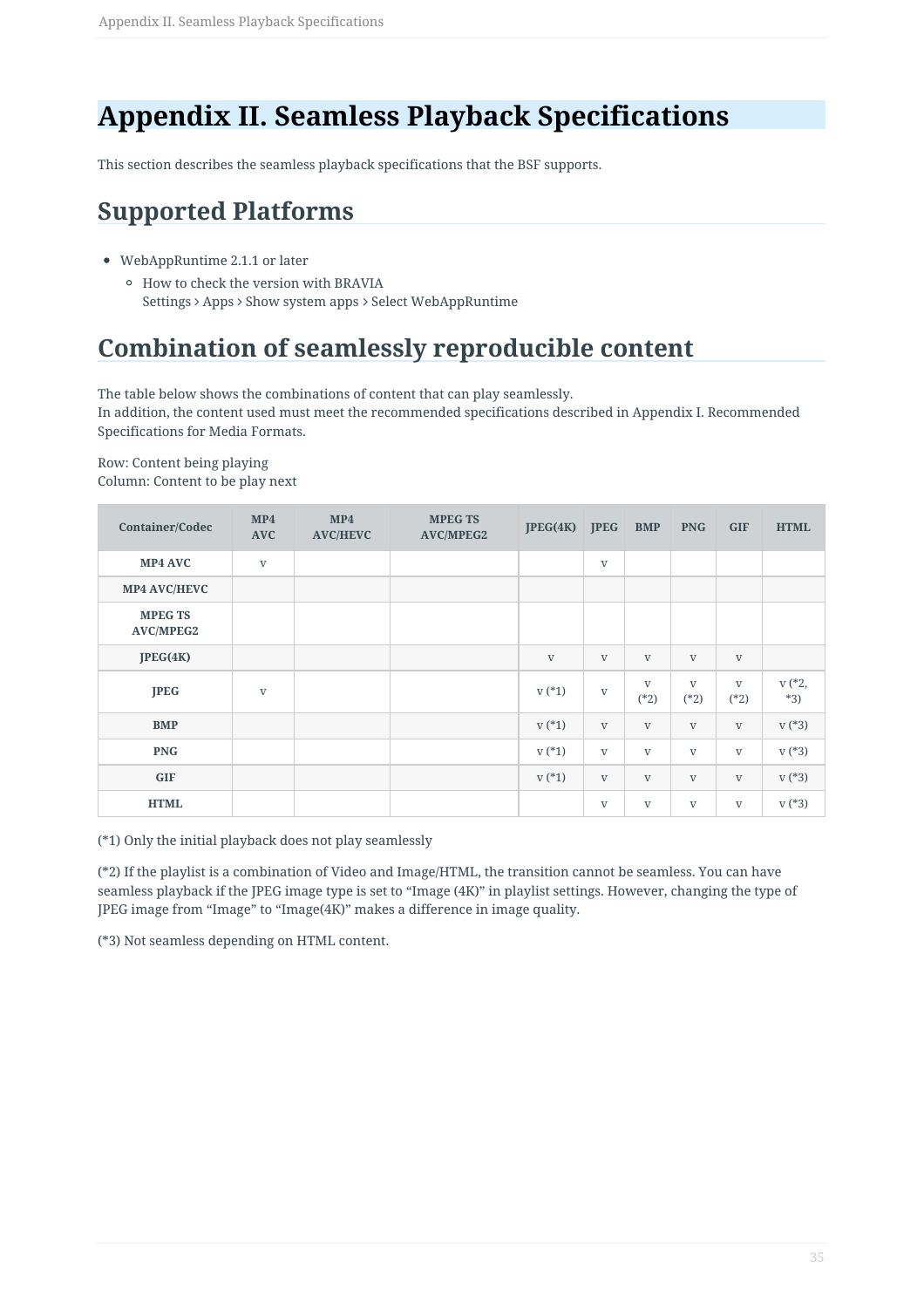# Appendix II. Seamless Playback Specifications

This section describes the seamless playback specifications that the BSF supports.

## Supported Platforms

- WebAppRuntime 2.1.1 or later
  - How to check the version with BRAVIA
    Settings > Apps > Show system apps > Select WebAppRuntime

## Combination of seamlessly reproducible content

The table below shows the combinations of content that can play seamlessly.
In addition, the content used must meet the recommended specifications described in Appendix I. Recommended Specifications for Media Formats.

Row: Content being playing
Column: Content to be play next

| Container/Codec | MP4 AVC | MP4 AVC/HEVC | MPEG TS AVC/MPEG2 | JPEG(4K) | JPEG | BMP | PNG | GIF | HTML |
|---|---|---|---|---|---|---|---|---|---|
| MP4 AVC | v | | | | v | | | | |
| MP4 AVC/HEVC | | | | | | | | | |
| MPEG TS AVC/MPEG2 | | | | | | | | | |
| JPEG(4K) | | | | v | v | v | v | v | |
| JPEG | v | | | v (*1) | v | v (*2) | v (*2) | v (*2) | v (*2, *3) |
| BMP | | | | v (*1) | v | v | v | v | v (*3) |
| PNG | | | | v (*1) | v | v | v | v | v (*3) |
| GIF | | | | v (*1) | v | v | v | v | v (*3) |
| HTML | | | | | v | v | v | v | v (*3) |

(*1) Only the initial playback does not play seamlessly

(*2) If the playlist is a combination of Video and Image/HTML, the transition cannot be seamless. You can have seamless playback if the JPEG image type is set to "Image (4K)" in playlist settings. However, changing the type of JPEG image from "Image" to "Image(4K)" makes a difference in image quality.

(*3) Not seamless depending on HTML content.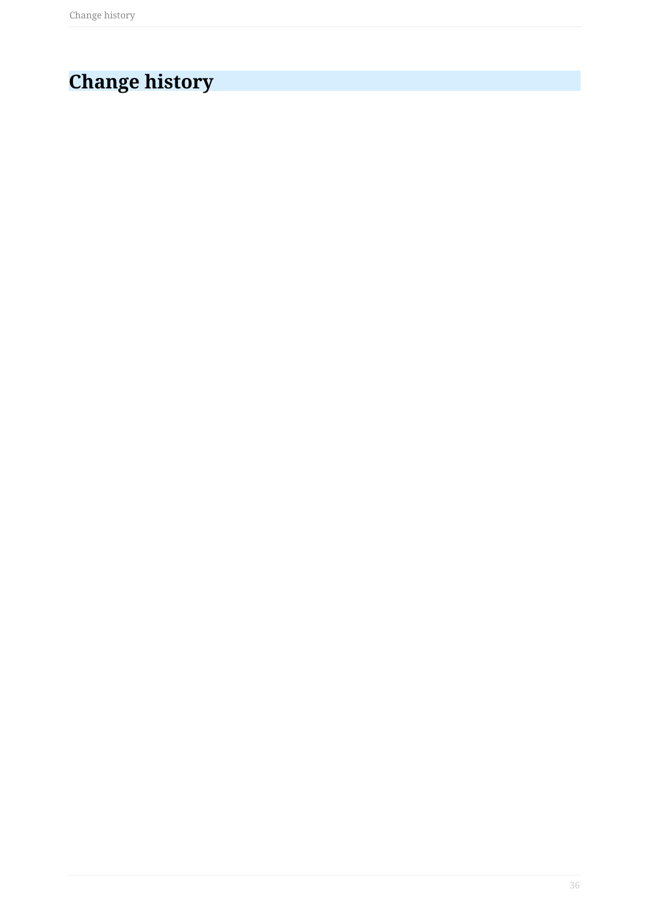# Change history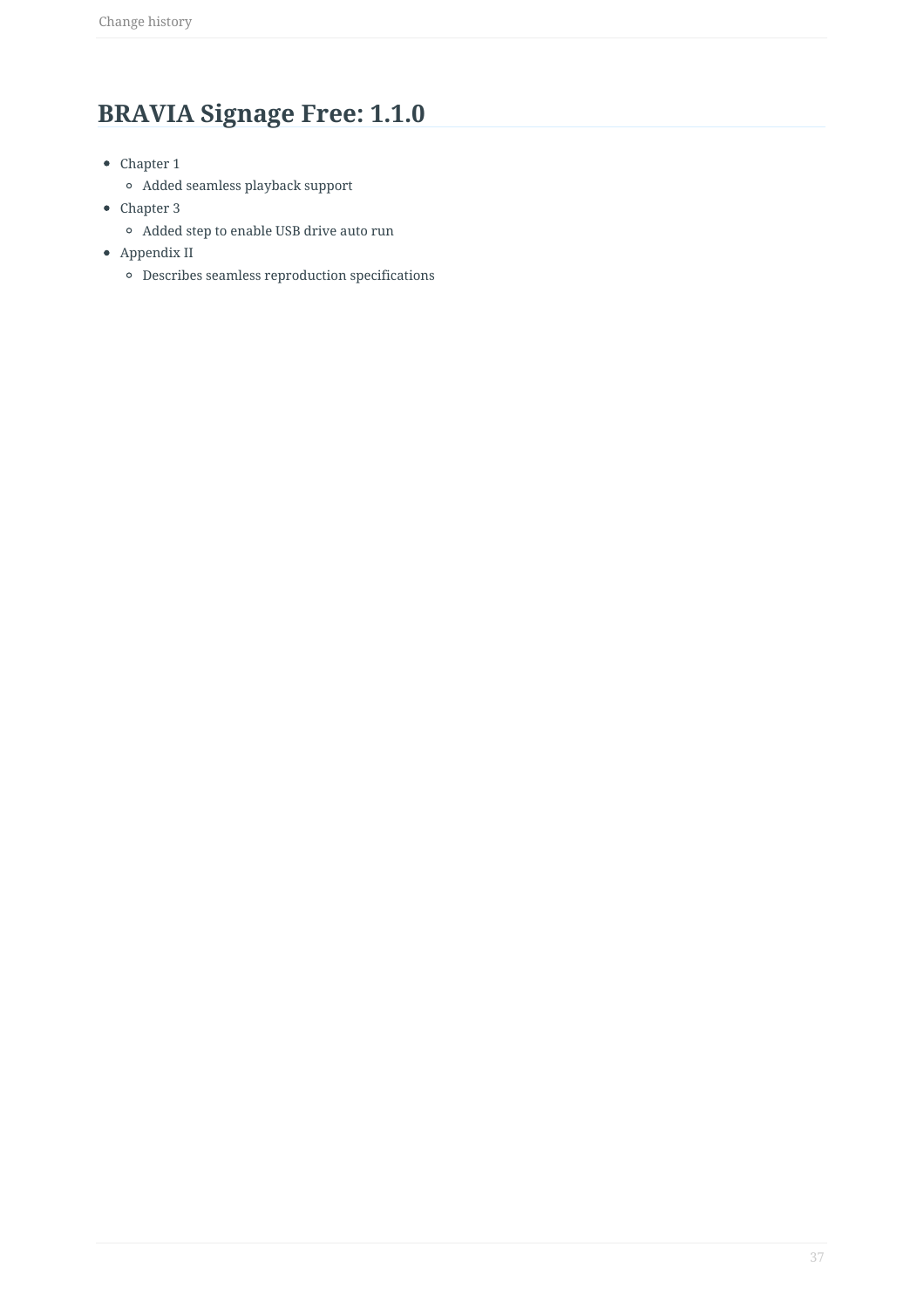# BRAVIA Signage Free: 1.1.0

- Chapter 1
  - Added seamless playback support
- Chapter 3
  - Added step to enable USB drive auto run
- Appendix II
  - Describes seamless reproduction specifications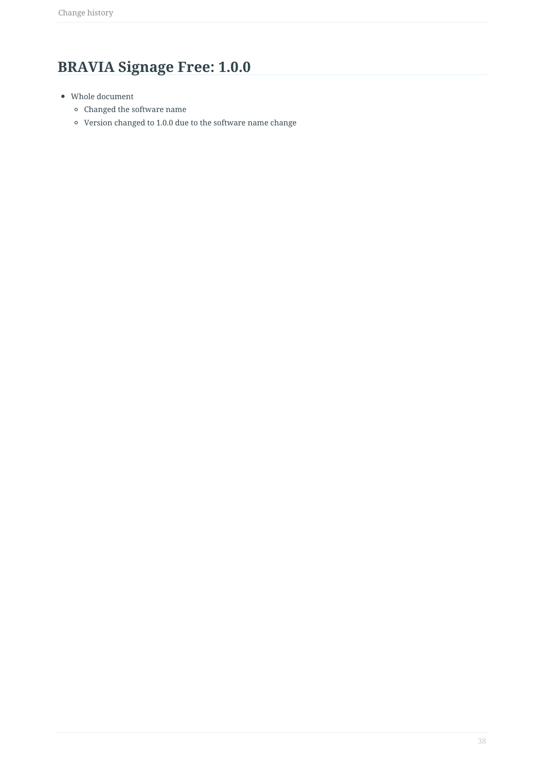# BRAVIA Signage Free: 1.0.0

- Whole document
  - Changed the software name
  - Version changed to 1.0.0 due to the software name change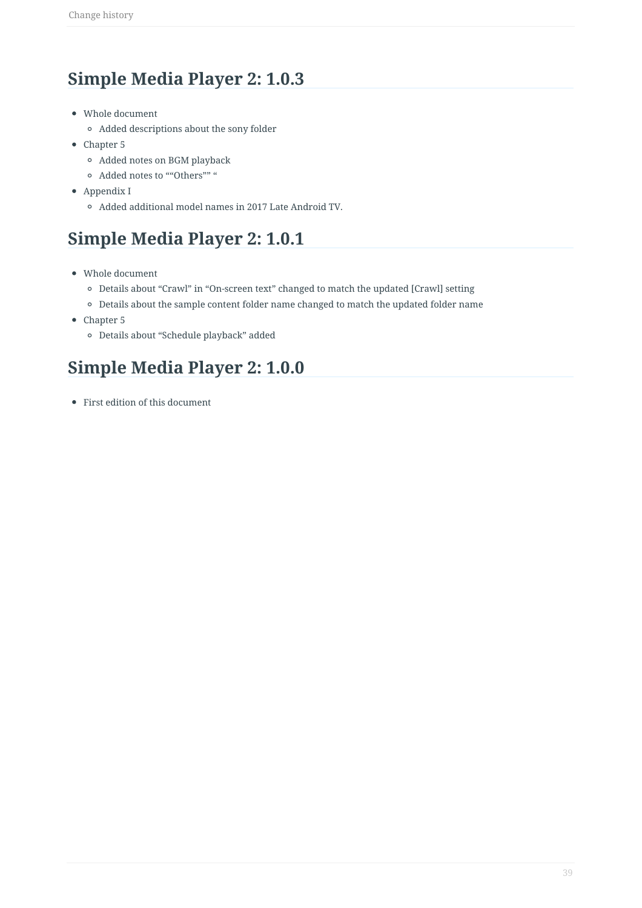## Simple Media Player 2: 1.0.3

- Whole document
  - Added descriptions about the sony folder
- Chapter 5
  - Added notes on BGM playback
  - Added notes to ""Others"" "
- Appendix I
  - Added additional model names in 2017 Late Android TV.

## Simple Media Player 2: 1.0.1

- Whole document
  - Details about "Crawl" in "On-screen text" changed to match the updated [Crawl] setting
  - Details about the sample content folder name changed to match the updated folder name
- Chapter 5
  - Details about "Schedule playback" added

## Simple Media Player 2: 1.0.0

- First edition of this document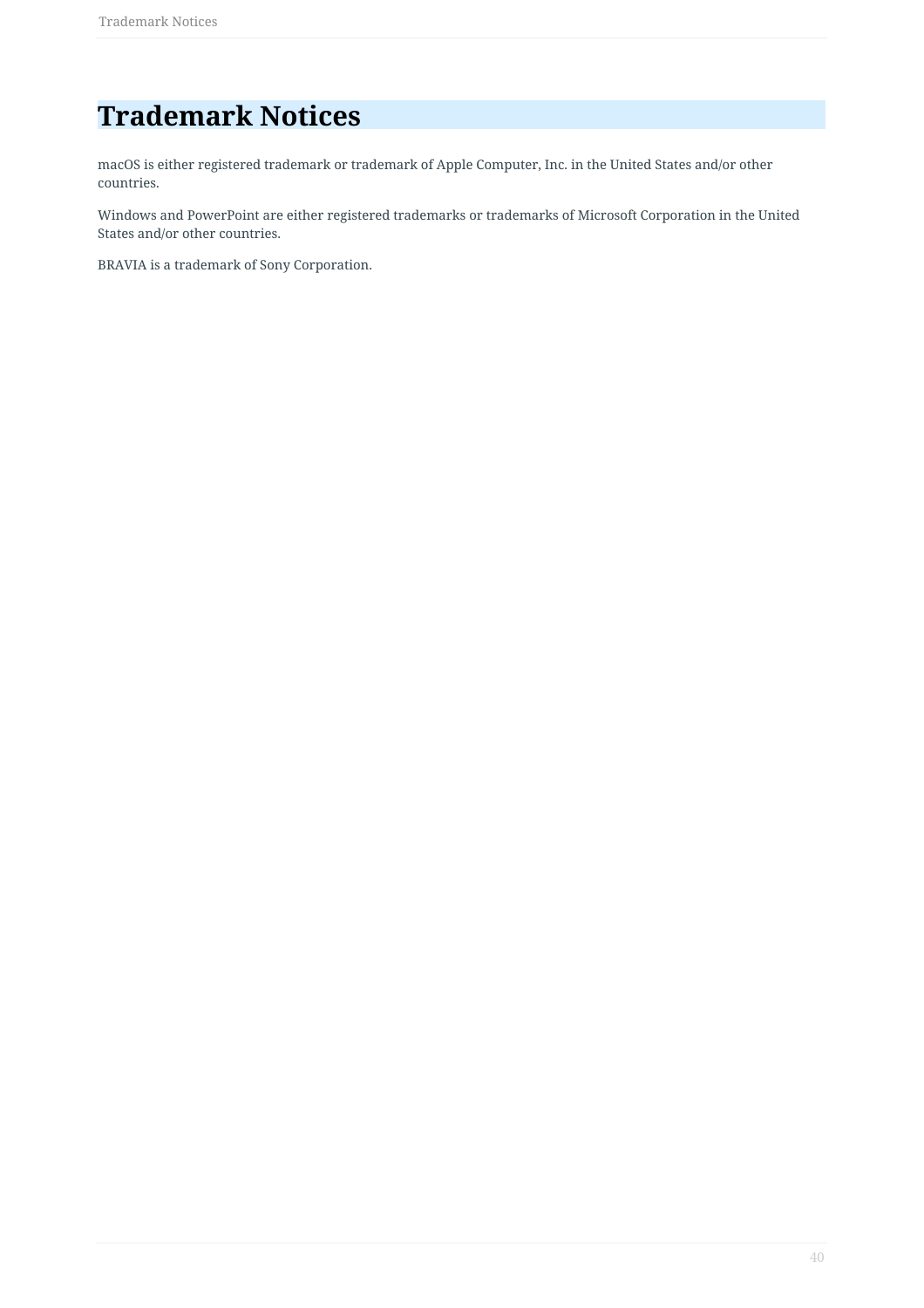# Trademark Notices

macOS is either registered trademark or trademark of Apple Computer, Inc. in the United States and/or other countries.

Windows and PowerPoint are either registered trademarks or trademarks of Microsoft Corporation in the United States and/or other countries.

BRAVIA is a trademark of Sony Corporation.